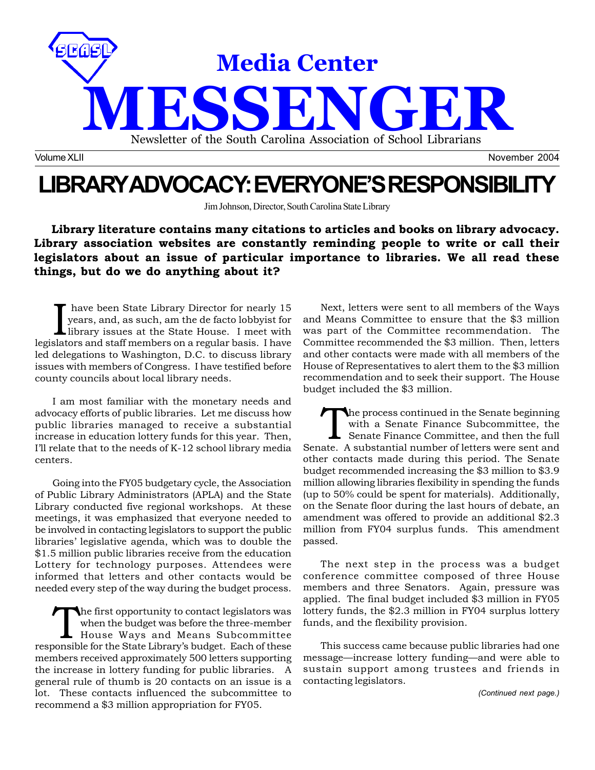# Media Center MESSENGER

Newsletter of the South Carolina Association of School Librarians

Volume XLII November 2004

# LIBRARY ADVOCACY: EVERYONE'S RESPONSIBILITY

Jim Johnson, Director, South Carolina State Library

**Library literature contains many citations to articles and books on library advocacy. Library association websites are constantly reminding people to write or call their legislators about an issue of particular importance to libraries. We all read these things, but do we do anything about it?**

I have been State Library Director for nearly 15 years, and, as such, am the de facto lobbyist for library issues at the State House. I meet with legislators and staff members on a regular basis. I have led delegations to Washington, D.C. to discuss library issues with members of Congress. I have testified before county councils about local library needs.

I am most familiar with the monetary needs and advocacy efforts of public libraries. Let me discuss how public libraries managed to receive a substantial increase in education lottery funds for this year. Then, I'll relate that to the needs of K-12 school library media centers.

Going into the FY05 budgetary cycle, the Association of Public Library Administrators (APLA) and the State Library conducted five regional workshops. At these meetings, it was emphasized that everyone needed to be involved in contacting legislators to support the public libraries' legislative agenda, which was to double the $1.5 million public libraries receive from the education Lottery for technology purposes. Attendees were informed that letters and other contacts would be needed every step of the way during the budget process.

The first opportunity to contact legislators was when the budget was before the three-member House Ways and Means Subcommittee responsible for the State Library's budget. Each of these members received approximately 500 letters supporting the increase in lottery funding for public libraries. A general rule of thumb is 20 contacts on an issue is a lot. These contacts influenced the subcommittee to recommend a $3 million appropriation for FY05.

Next, letters were sent to all members of the Ways and Means Committee to ensure that the $3 million was part of the Committee recommendation. The Committee recommended the $3 million. Then, letters and other contacts were made with all members of the House of Representatives to alert them to the $3 million recommendation and to seek their support. The House budget included the $3 million.

The process continued in the Senate beginning with a Senate Finance Subcommittee, the Senate Finance Committee, and then the full Senate. A substantial number of letters were sent and other contacts made during this period. The Senate budget recommended increasing the $3 million to $3.9 million allowing libraries flexibility in spending the funds (up to 50% could be spent for materials). Additionally, on the Senate floor during the last hours of debate, an amendment was offered to provide an additional $2.3 million from FY04 surplus funds. This amendment passed.

The next step in the process was a budget conference committee composed of three House members and three Senators. Again, pressure was applied. The final budget included $3 million in FY05 lottery funds, the $2.3 million in FY04 surplus lottery funds, and the flexibility provision.

This success came because public libraries had one message—increase lottery funding—and were able to sustain support among trustees and friends in contacting legislators.

*(Continued next page.)*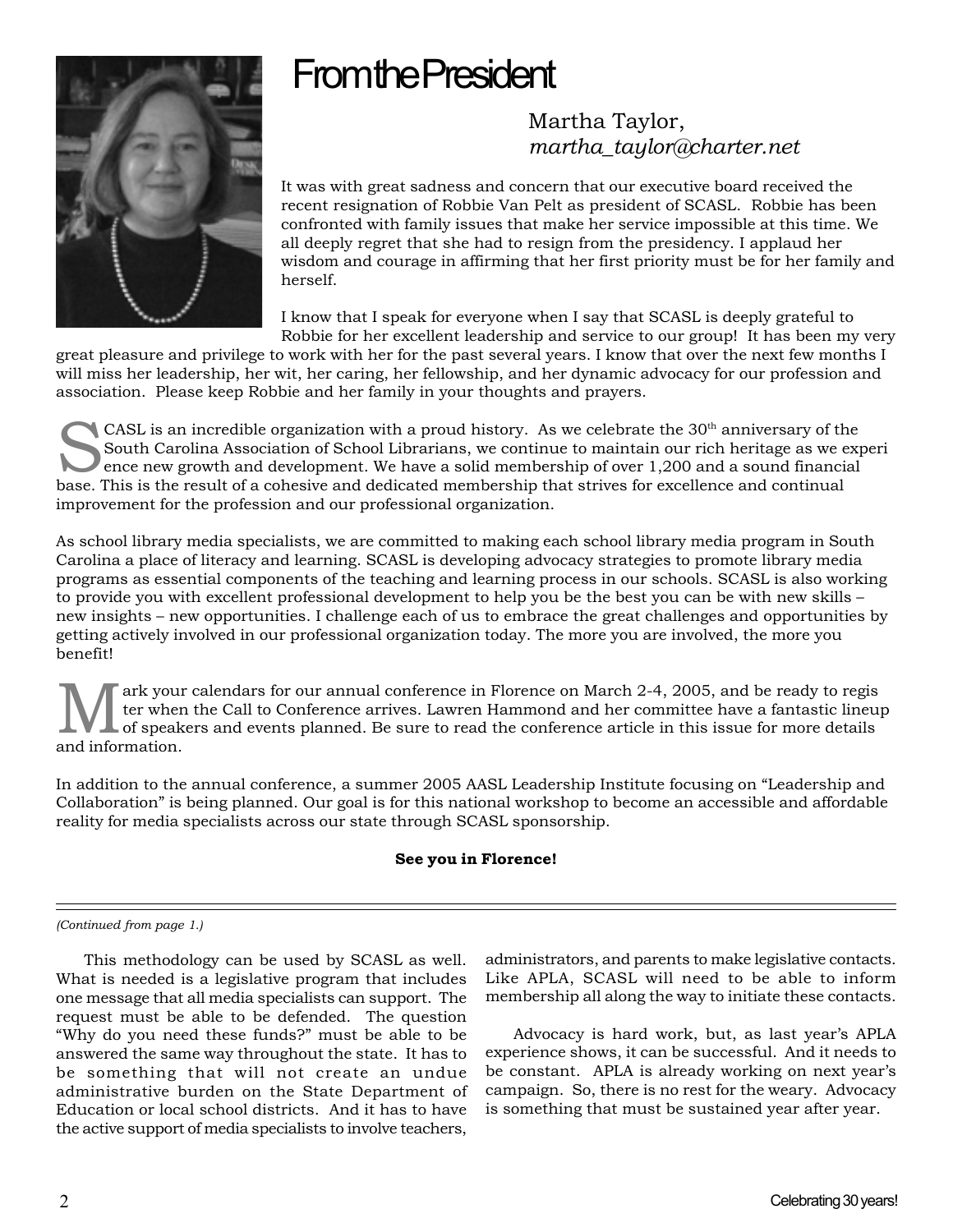# From the President

Martha Taylor,
*martha_taylor@charter.net*

It was with great sadness and concern that our executive board received the recent resignation of Robbie Van Pelt as president of SCASL. Robbie has been confronted with family issues that make her service impossible at this time. We all deeply regret that she had to resign from the presidency. I applaud her wisdom and courage in affirming that her first priority must be for her family and herself.

I know that I speak for everyone when I say that SCASL is deeply grateful to Robbie for her excellent leadership and service to our group! It has been my very great pleasure and privilege to work with her for the past several years. I know that over the next few months I will miss her leadership, her wit, her caring, her fellowship, and her dynamic advocacy for our profession and association. Please keep Robbie and her family in your thoughts and prayers.

SCASL is an incredible organization with a proud history. As we celebrate the 30th anniversary of the South Carolina Association of School Librarians, we continue to maintain our rich heritage as we experience new growth and development. We have a solid membership of over 1,200 and a sound financial base. This is the result of a cohesive and dedicated membership that strives for excellence and continual improvement for the profession and our professional organization.

As school library media specialists, we are committed to making each school library media program in South Carolina a place of literacy and learning. SCASL is developing advocacy strategies to promote library media programs as essential components of the teaching and learning process in our schools. SCASL is also working to provide you with excellent professional development to help you be the best you can be with new skills – new insights – new opportunities. I challenge each of us to embrace the great challenges and opportunities by getting actively involved in our professional organization today. The more you are involved, the more you benefit!

Mark your calendars for our annual conference in Florence on March 2-4, 2005, and be ready to register when the Call to Conference arrives. Lawren Hammond and her committee have a fantastic lineup of speakers and events planned. Be sure to read the conference article in this issue for more details and information.

In addition to the annual conference, a summer 2005 AASL Leadership Institute focusing on "Leadership and Collaboration" is being planned. Our goal is for this national workshop to become an accessible and affordable reality for media specialists across our state through SCASL sponsorship.

**See you in Florence!**

---

*(Continued from page 1.)*

This methodology can be used by SCASL as well. What is needed is a legislative program that includes one message that all media specialists can support. The request must be able to be defended. The question "Why do you need these funds?" must be able to be answered the same way throughout the state. It has to be something that will not create an undue administrative burden on the State Department of Education or local school districts. And it has to have the active support of media specialists to involve teachers, administrators, and parents to make legislative contacts. Like APLA, SCASL will need to be able to inform membership all along the way to initiate these contacts.

Advocacy is hard work, but, as last year's APLA experience shows, it can be successful. And it needs to be constant. APLA is already working on next year's campaign. So, there is no rest for the weary. Advocacy is something that must be sustained year after year.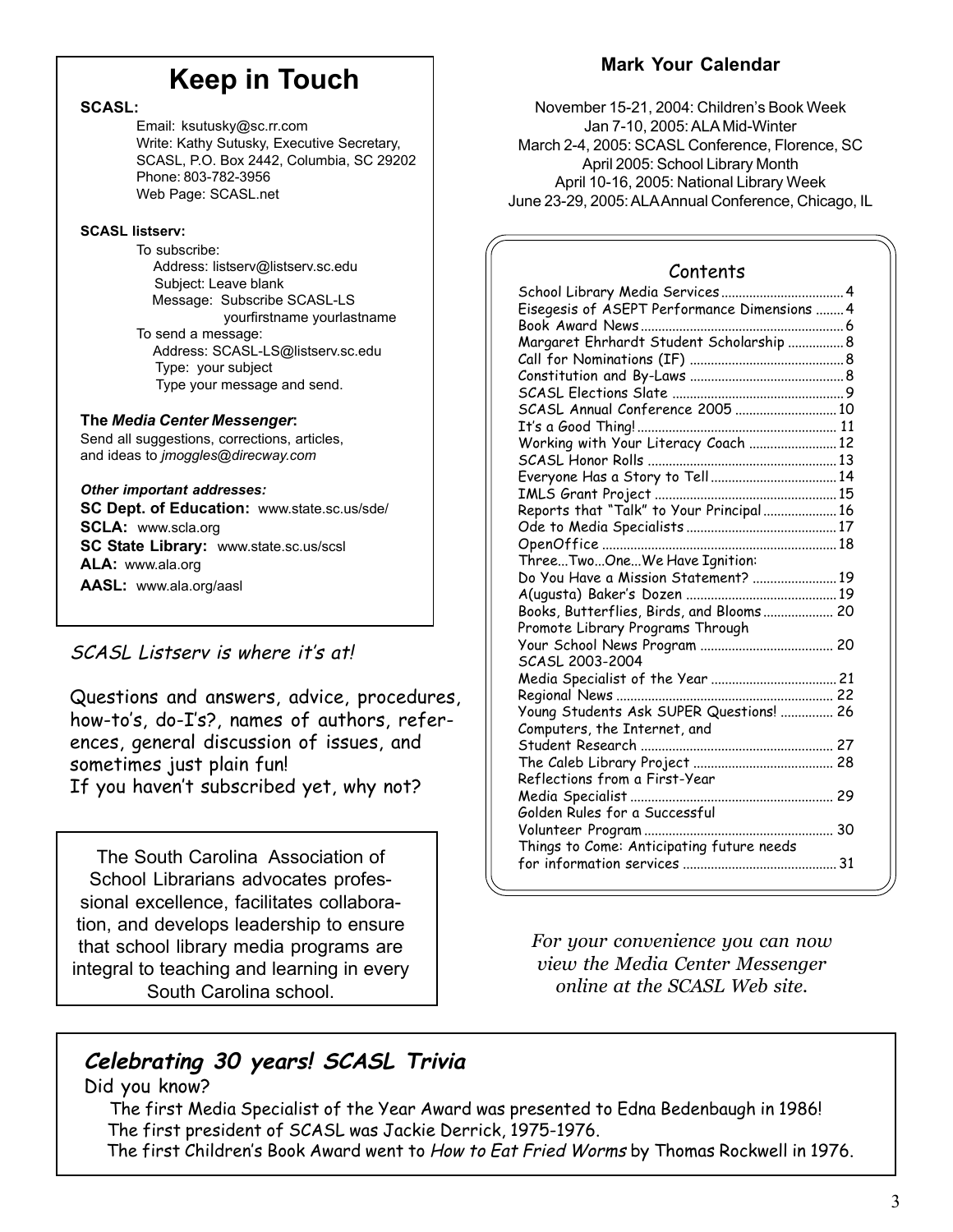# Keep in Touch

**SCASL:**

Email: ksutusky@sc.rr.com
Write: Kathy Sutusky, Executive Secretary, SCASL, P.O. Box 2442, Columbia, SC 29202
Phone: 803-782-3956
Web Page: SCASL.net

**SCASL listserv:**

To subscribe:
Address: listserv@listserv.sc.edu
Subject: Leave blank
Message: Subscribe SCASL-LS yourfirstname yourlastname

To send a message:
Address: SCASL-LS@listserv.sc.edu
Type: your subject
Type your message and send.

**The *Media Center Messenger*:**
Send all suggestions, corrections, articles, and ideas to *jmoggles@direcway.com*

***Other important addresses:***
**SC Dept. of Education:** www.state.sc.us/sde/
**SCLA:** www.scla.org
**SC State Library:** www.state.sc.us/scsl
**ALA:** www.ala.org
**AASL:** www.ala.org/aasl

*SCASL Listserv is where it's at!*

Questions and answers, advice, procedures, how-to's, do-I's?, names of authors, references, general discussion of issues, and sometimes just plain fun!
If you haven't subscribed yet, why not?

The South Carolina Association of School Librarians advocates professional excellence, facilitates collaboration, and develops leadership to ensure that school library media programs are integral to teaching and learning in every South Carolina school.

## Mark Your Calendar

November 15-21, 2004: Children's Book Week
Jan 7-10, 2005: ALA Mid-Winter
March 2-4, 2005: SCASL Conference, Florence, SC
April 2005: School Library Month
April 10-16, 2005: National Library Week
June 23-29, 2005: ALA Annual Conference, Chicago, IL

## Contents

| | |
|---|---|
| School Library Media Services | 4 |
| Eisegesis of ASEPT Performance Dimensions | 4 |
| Book Award News | 6 |
| Margaret Ehrhardt Student Scholarship | 8 |
| Call for Nominations (IF) | 8 |
| Constitution and By-Laws | 8 |
| SCASL Elections Slate | 9 |
| SCASL Annual Conference 2005 | 10 |
| It's a Good Thing! | 11 |
| Working with Your Literacy Coach | 12 |
| SCASL Honor Rolls | 13 |
| Everyone Has a Story to Tell | 14 |
| IMLS Grant Project | 15 |
| Reports that "Talk" to Your Principal | 16 |
| Ode to Media Specialists | 17 |
| OpenOffice | 18 |
| Three...Two...One...We Have Ignition: Do You Have a Mission Statement? | 19 |
| A(ugusta) Baker's Dozen | 19 |
| Books, Butterflies, Birds, and Blooms | 20 |
| Promote Library Programs Through Your School News Program | 20 |
| SCASL 2003-2004 Media Specialist of the Year | 21 |
| Regional News | 22 |
| Young Students Ask SUPER Questions! | 26 |
| Computers, the Internet, and Student Research | 27 |
| The Caleb Library Project | 28 |
| Reflections from a First-Year Media Specialist | 29 |
| Golden Rules for a Successful Volunteer Program | 30 |
| Things to Come: Anticipating future needs for information services | 31 |

*For your convenience you can now view the Media Center Messenger online at the SCASL Web site.*

## *Celebrating 30 years! SCASL Trivia*

Did you know?

The first Media Specialist of the Year Award was presented to Edna Bedenbaugh in 1986!
The first president of SCASL was Jackie Derrick, 1975-1976.
The first Children's Book Award went to *How to Eat Fried Worms* by Thomas Rockwell in 1976.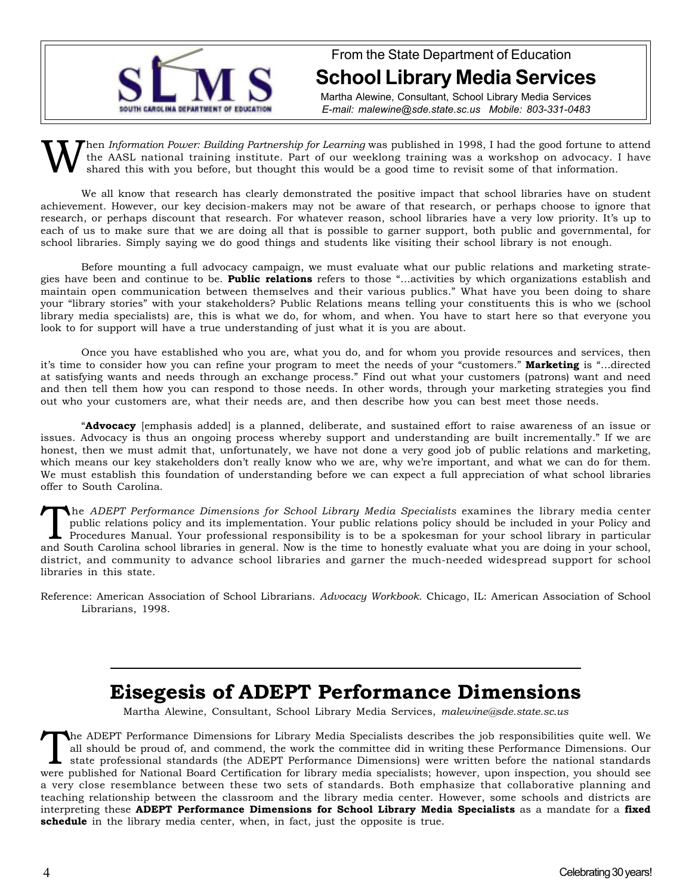From the State Department of Education

## School Library Media Services

Martha Alewine, Consultant, School Library Media Services
*E-mail: malewine@sde.state.sc.us Mobile: 803-331-0483*

When *Information Power: Building Partnership for Learning* was published in 1998, I had the good fortune to attend the AASL national training institute. Part of our weeklong training was a workshop on advocacy. I have shared this with you before, but thought this would be a good time to revisit some of that information.

We all know that research has clearly demonstrated the positive impact that school libraries have on student achievement. However, our key decision-makers may not be aware of that research, or perhaps choose to ignore that research, or perhaps discount that research. For whatever reason, school libraries have a very low priority. It's up to each of us to make sure that we are doing all that is possible to garner support, both public and governmental, for school libraries. Simply saying we do good things and students like visiting their school library is not enough.

Before mounting a full advocacy campaign, we must evaluate what our public relations and marketing strategies have been and continue to be. **Public relations** refers to those "…activities by which organizations establish and maintain open communication between themselves and their various publics." What have you been doing to share your "library stories" with your stakeholders? Public Relations means telling your constituents this is who we (school library media specialists) are, this is what we do, for whom, and when. You have to start here so that everyone you look to for support will have a true understanding of just what it is you are about.

Once you have established who you are, what you do, and for whom you provide resources and services, then it's time to consider how you can refine your program to meet the needs of your "customers." **Marketing** is "…directed at satisfying wants and needs through an exchange process." Find out what your customers (patrons) want and need and then tell them how you can respond to those needs. In other words, through your marketing strategies you find out who your customers are, what their needs are, and then describe how you can best meet those needs.

"**Advocacy** [emphasis added] is a planned, deliberate, and sustained effort to raise awareness of an issue or issues. Advocacy is thus an ongoing process whereby support and understanding are built incrementally." If we are honest, then we must admit that, unfortunately, we have not done a very good job of public relations and marketing, which means our key stakeholders don't really know who we are, why we're important, and what we can do for them. We must establish this foundation of understanding before we can expect a full appreciation of what school libraries offer to South Carolina.

The *ADEPT Performance Dimensions for School Library Media Specialists* examines the library media center public relations policy and its implementation. Your public relations policy should be included in your Policy and Procedures Manual. Your professional responsibility is to be a spokesman for your school library in particular and South Carolina school libraries in general. Now is the time to honestly evaluate what you are doing in your school, district, and community to advance school libraries and garner the much-needed widespread support for school libraries in this state.

Reference: American Association of School Librarians. *Advocacy Workbook*. Chicago, IL: American Association of School Librarians, 1998.

# Eisegesis of ADEPT Performance Dimensions

Martha Alewine, Consultant, School Library Media Services, *malewine@sde.state.sc.us*

The ADEPT Performance Dimensions for Library Media Specialists describes the job responsibilities quite well. We all should be proud of, and commend, the work the committee did in writing these Performance Dimensions. Our state professional standards (the ADEPT Performance Dimensions) were written before the national standards were published for National Board Certification for library media specialists; however, upon inspection, you should see a very close resemblance between these two sets of standards. Both emphasize that collaborative planning and teaching relationship between the classroom and the library media center. However, some schools and districts are interpreting these **ADEPT Performance Dimensions for School Library Media Specialists** as a mandate for a **fixed schedule** in the library media center, when, in fact, just the opposite is true.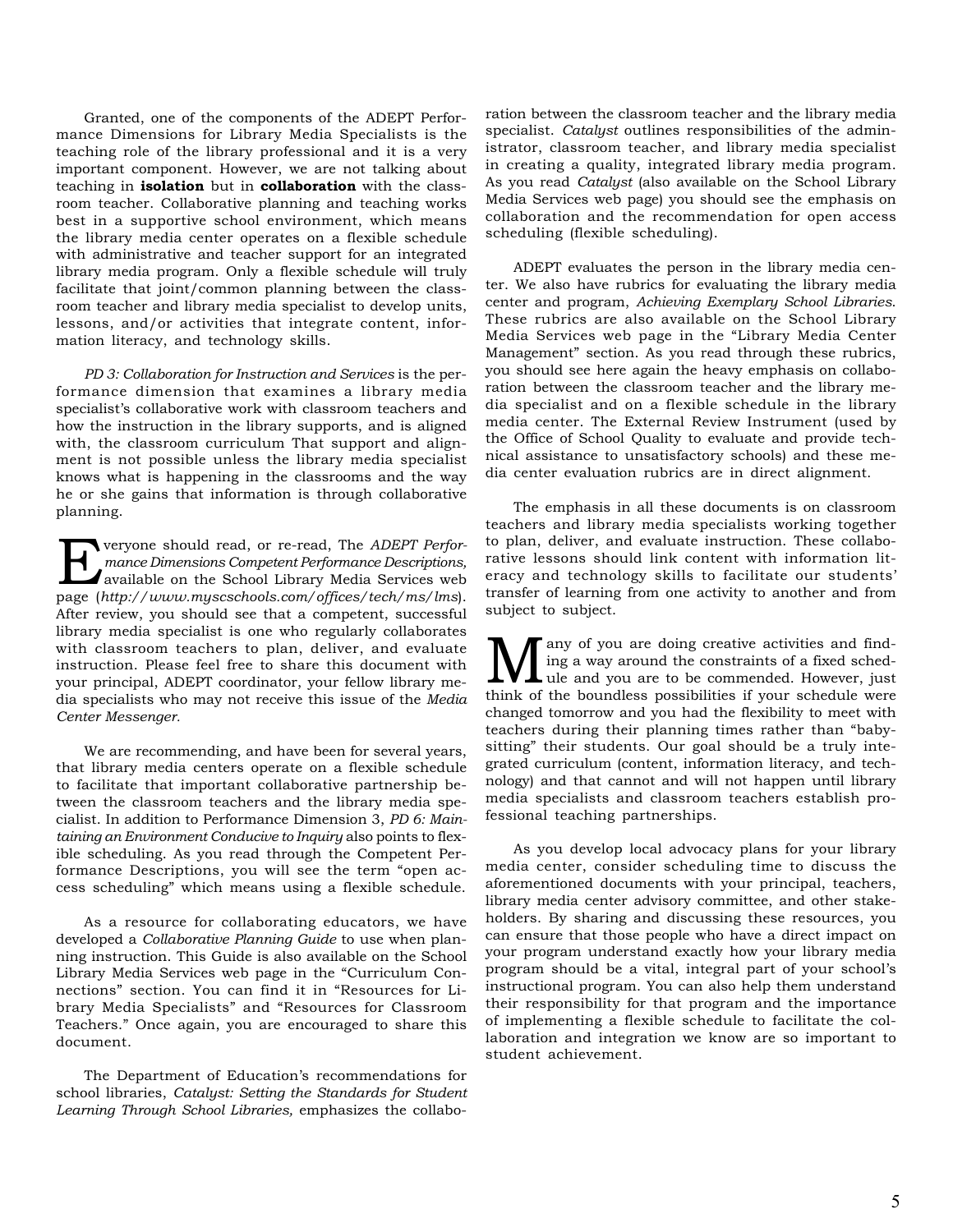Granted, one of the components of the ADEPT Performance Dimensions for Library Media Specialists is the teaching role of the library professional and it is a very important component. However, we are not talking about teaching in **isolation** but in **collaboration** with the classroom teacher. Collaborative planning and teaching works best in a supportive school environment, which means the library media center operates on a flexible schedule with administrative and teacher support for an integrated library media program. Only a flexible schedule will truly facilitate that joint/common planning between the classroom teacher and library media specialist to develop units, lessons, and/or activities that integrate content, information literacy, and technology skills.

*PD 3: Collaboration for Instruction and Services* is the performance dimension that examines a library media specialist's collaborative work with classroom teachers and how the instruction in the library supports, and is aligned with, the classroom curriculum That support and alignment is not possible unless the library media specialist knows what is happening in the classrooms and the way he or she gains that information is through collaborative planning.

Everyone should read, or re-read, The *ADEPT Performance Dimensions Competent Performance Descriptions,* available on the School Library Media Services web page (*http://www.myscschools.com/offices/tech/ms/lms*). After review, you should see that a competent, successful library media specialist is one who regularly collaborates with classroom teachers to plan, deliver, and evaluate instruction. Please feel free to share this document with your principal, ADEPT coordinator, your fellow library media specialists who may not receive this issue of the *Media Center Messenger*.

We are recommending, and have been for several years, that library media centers operate on a flexible schedule to facilitate that important collaborative partnership between the classroom teachers and the library media specialist. In addition to Performance Dimension 3, *PD 6: Maintaining an Environment Conducive to Inquiry* also points to flexible scheduling. As you read through the Competent Performance Descriptions, you will see the term "open access scheduling" which means using a flexible schedule.

As a resource for collaborating educators, we have developed a *Collaborative Planning Guide* to use when planning instruction. This Guide is also available on the School Library Media Services web page in the "Curriculum Connections" section. You can find it in "Resources for Library Media Specialists" and "Resources for Classroom Teachers." Once again, you are encouraged to share this document.

The Department of Education's recommendations for school libraries, *Catalyst: Setting the Standards for Student Learning Through School Libraries,* emphasizes the collaboration between the classroom teacher and the library media specialist. *Catalyst* outlines responsibilities of the administrator, classroom teacher, and library media specialist in creating a quality, integrated library media program. As you read *Catalyst* (also available on the School Library Media Services web page) you should see the emphasis on collaboration and the recommendation for open access scheduling (flexible scheduling).

ADEPT evaluates the person in the library media center. We also have rubrics for evaluating the library media center and program, *Achieving Exemplary School Libraries*. These rubrics are also available on the School Library Media Services web page in the "Library Media Center Management" section. As you read through these rubrics, you should see here again the heavy emphasis on collaboration between the classroom teacher and the library media specialist and on a flexible schedule in the library media center. The External Review Instrument (used by the Office of School Quality to evaluate and provide technical assistance to unsatisfactory schools) and these media center evaluation rubrics are in direct alignment.

The emphasis in all these documents is on classroom teachers and library media specialists working together to plan, deliver, and evaluate instruction. These collaborative lessons should link content with information literacy and technology skills to facilitate our students' transfer of learning from one activity to another and from subject to subject.

Many of you are doing creative activities and finding a way around the constraints of a fixed schedule and you are to be commended. However, just think of the boundless possibilities if your schedule were changed tomorrow and you had the flexibility to meet with teachers during their planning times rather than "babysitting" their students. Our goal should be a truly integrated curriculum (content, information literacy, and technology) and that cannot and will not happen until library media specialists and classroom teachers establish professional teaching partnerships.

As you develop local advocacy plans for your library media center, consider scheduling time to discuss the aforementioned documents with your principal, teachers, library media center advisory committee, and other stakeholders. By sharing and discussing these resources, you can ensure that those people who have a direct impact on your program understand exactly how your library media program should be a vital, integral part of your school's instructional program. You can also help them understand their responsibility for that program and the importance of implementing a flexible schedule to facilitate the collaboration and integration we know are so important to student achievement.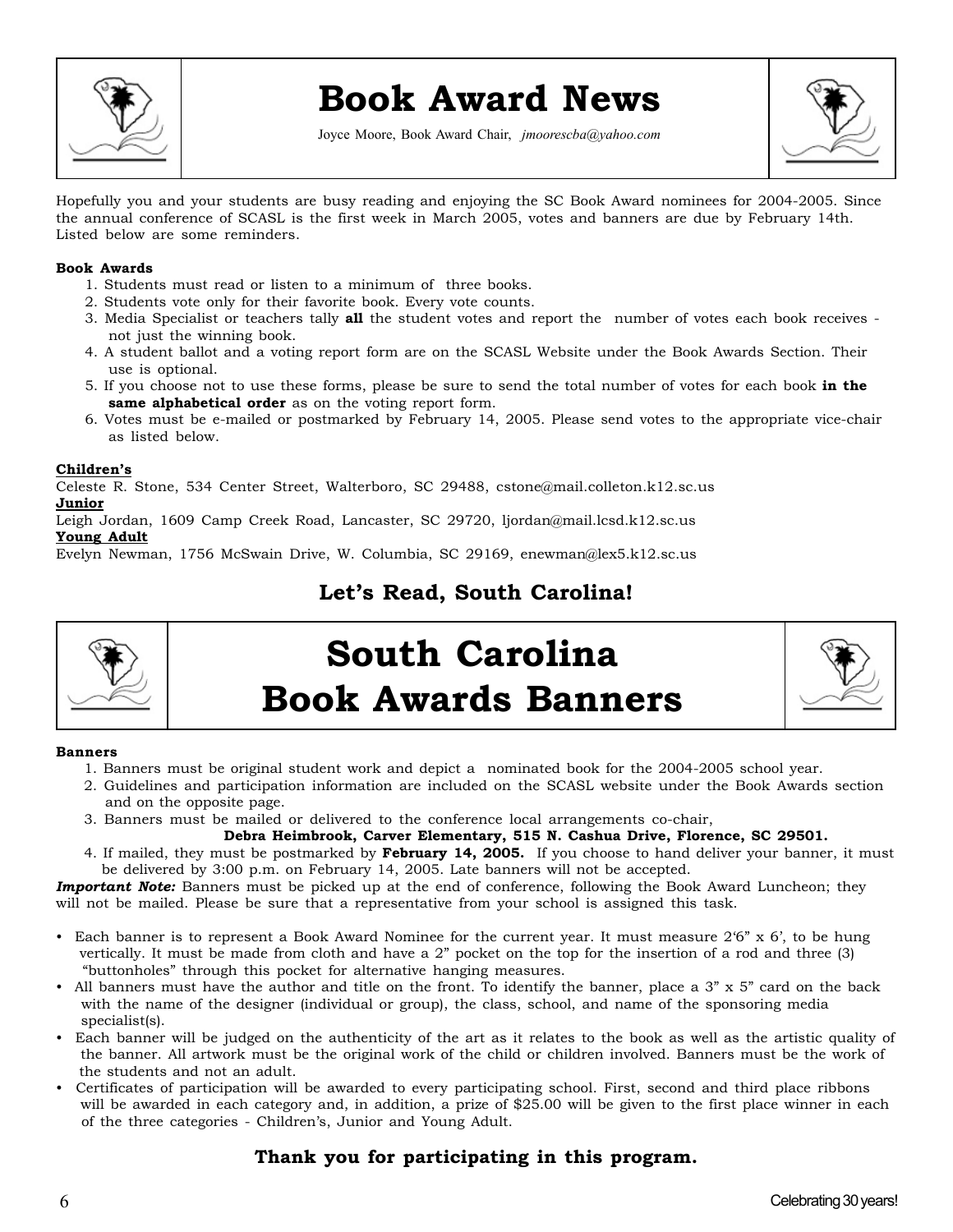# Book Award News

Joyce Moore, Book Award Chair, *jmoorescba@yahoo.com*

Hopefully you and your students are busy reading and enjoying the SC Book Award nominees for 2004-2005. Since the annual conference of SCASL is the first week in March 2005, votes and banners are due by February 14th. Listed below are some reminders.

**Book Awards**

1. Students must read or listen to a minimum of three books.
2. Students vote only for their favorite book. Every vote counts.
3. Media Specialist or teachers tally **all** the student votes and report the number of votes each book receives - not just the winning book.
4. A student ballot and a voting report form are on the SCASL Website under the Book Awards Section. Their use is optional.
5. If you choose not to use these forms, please be sure to send the total number of votes for each book **in the same alphabetical order** as on the voting report form.
6. Votes must be e-mailed or postmarked by February 14, 2005. Please send votes to the appropriate vice-chair as listed below.

**Children's**
Celeste R. Stone, 534 Center Street, Walterboro, SC 29488, cstone@mail.colleton.k12.sc.us
**Junior**
Leigh Jordan, 1609 Camp Creek Road, Lancaster, SC 29720, ljordan@mail.lcsd.k12.sc.us
**Young Adult**
Evelyn Newman, 1756 McSwain Drive, W. Columbia, SC 29169, enewman@lex5.k12.sc.us

**Let's Read, South Carolina!**

# South Carolina Book Awards Banners

**Banners**

1. Banners must be original student work and depict a nominated book for the 2004-2005 school year.
2. Guidelines and participation information are included on the SCASL website under the Book Awards section and on the opposite page.
3. Banners must be mailed or delivered to the conference local arrangements co-chair,
   **Debra Heimbrook, Carver Elementary, 515 N. Cashua Drive, Florence, SC 29501.**
4. If mailed, they must be postmarked by **February 14, 2005.** If you choose to hand deliver your banner, it must be delivered by 3:00 p.m. on February 14, 2005. Late banners will not be accepted.

***Important Note:*** Banners must be picked up at the end of conference, following the Book Award Luncheon; they will not be mailed. Please be sure that a representative from your school is assigned this task.

- Each banner is to represent a Book Award Nominee for the current year. It must measure 2'6" x 6', to be hung vertically. It must be made from cloth and have a 2" pocket on the top for the insertion of a rod and three (3) "buttonholes" through this pocket for alternative hanging measures.
- All banners must have the author and title on the front. To identify the banner, place a 3" x 5" card on the back with the name of the designer (individual or group), the class, school, and name of the sponsoring media specialist(s).
- Each banner will be judged on the authenticity of the art as it relates to the book as well as the artistic quality of the banner. All artwork must be the original work of the child or children involved. Banners must be the work of the students and not an adult.
- Certificates of participation will be awarded to every participating school. First, second and third place ribbons will be awarded in each category and, in addition, a prize of $25.00 will be given to the first place winner in each of the three categories - Children's, Junior and Young Adult.

**Thank you for participating in this program.**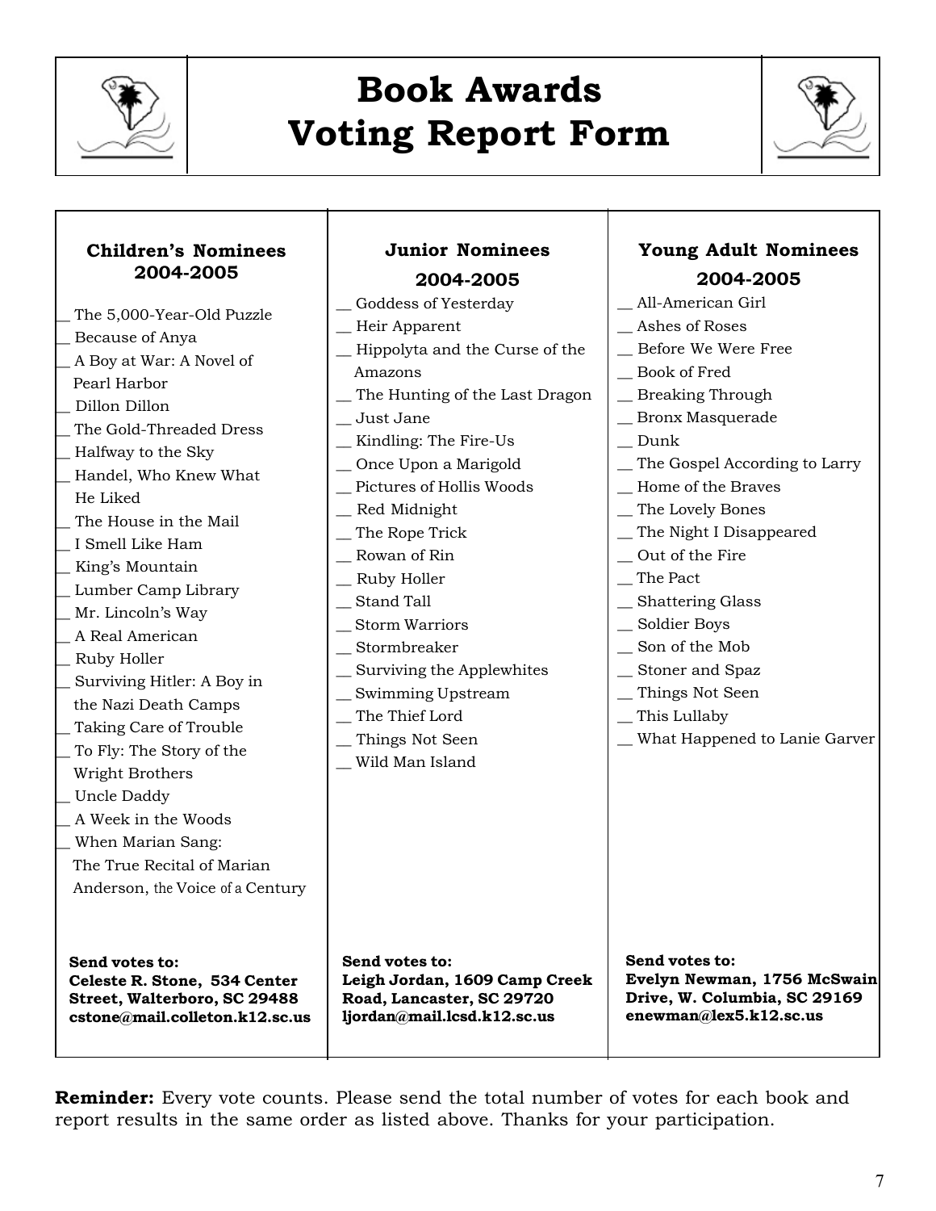# Book Awards Voting Report Form

### Children's Nominees 2004-2005

__ The 5,000-Year-Old Puzzle
__ Because of Anya
__ A Boy at War: A Novel of Pearl Harbor
__ Dillon Dillon
__ The Gold-Threaded Dress
__ Halfway to the Sky
__ Handel, Who Knew What He Liked
__ The House in the Mail
__ I Smell Like Ham
__ King's Mountain
__ Lumber Camp Library
__ Mr. Lincoln's Way
__ A Real American
__ Ruby Holler
__ Surviving Hitler: A Boy in the Nazi Death Camps
__ Taking Care of Trouble
__ To Fly: The Story of the Wright Brothers
__ Uncle Daddy
__ A Week in the Woods
__ When Marian Sang: The True Recital of Marian Anderson, the Voice of a Century

**Send votes to:**
**Celeste R. Stone, 534 Center Street, Walterboro, SC 29488**
**cstone@mail.colleton.k12.sc.us**

### Junior Nominees 2004-2005

__ Goddess of Yesterday
__ Heir Apparent
__ Hippolyta and the Curse of the Amazons
__ The Hunting of the Last Dragon
__ Just Jane
__ Kindling: The Fire-Us
__ Once Upon a Marigold
__ Pictures of Hollis Woods
__ Red Midnight
__ The Rope Trick
__ Rowan of Rin
__ Ruby Holler
__ Stand Tall
__ Storm Warriors
__ Stormbreaker
__ Surviving the Applewhites
__ Swimming Upstream
__ The Thief Lord
__ Things Not Seen
__ Wild Man Island

**Send votes to:**
**Leigh Jordan, 1609 Camp Creek Road, Lancaster, SC 29720**
**ljordan@mail.lcsd.k12.sc.us**

### Young Adult Nominees 2004-2005

__ All-American Girl
__ Ashes of Roses
__ Before We Were Free
__ Book of Fred
__ Breaking Through
__ Bronx Masquerade
__ Dunk
__ The Gospel According to Larry
__ Home of the Braves
__ The Lovely Bones
__ The Night I Disappeared
__ Out of the Fire
__ The Pact
__ Shattering Glass
__ Soldier Boys
__ Son of the Mob
__ Stoner and Spaz
__ Things Not Seen
__ This Lullaby
__ What Happened to Lanie Garver

**Send votes to:**
**Evelyn Newman, 1756 McSwain Drive, W. Columbia, SC 29169**
**enewman@lex5.k12.sc.us**

**Reminder:** Every vote counts. Please send the total number of votes for each book and report results in the same order as listed above. Thanks for your participation.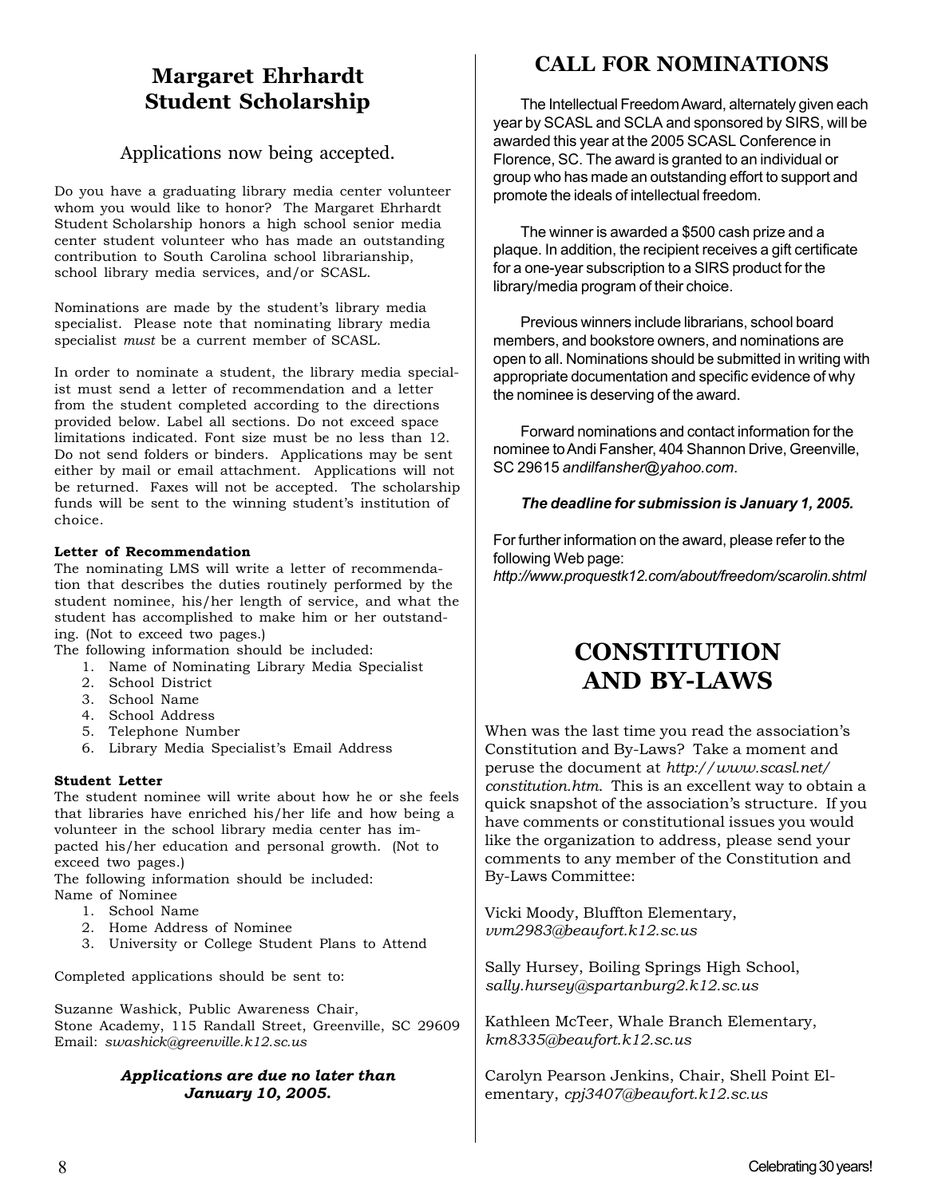## Margaret Ehrhardt Student Scholarship

Applications now being accepted.

Do you have a graduating library media center volunteer whom you would like to honor? The Margaret Ehrhardt Student Scholarship honors a high school senior media center student volunteer who has made an outstanding contribution to South Carolina school librarianship, school library media services, and/or SCASL.

Nominations are made by the student's library media specialist. Please note that nominating library media specialist *must* be a current member of SCASL.

In order to nominate a student, the library media specialist must send a letter of recommendation and a letter from the student completed according to the directions provided below. Label all sections. Do not exceed space limitations indicated. Font size must be no less than 12. Do not send folders or binders. Applications may be sent either by mail or email attachment. Applications will not be returned. Faxes will not be accepted. The scholarship funds will be sent to the winning student's institution of choice.

**Letter of Recommendation**

The nominating LMS will write a letter of recommendation that describes the duties routinely performed by the student nominee, his/her length of service, and what the student has accomplished to make him or her outstanding. (Not to exceed two pages.)

The following information should be included:

1. Name of Nominating Library Media Specialist
2. School District
3. School Name
4. School Address
5. Telephone Number
6. Library Media Specialist's Email Address

**Student Letter**

The student nominee will write about how he or she feels that libraries have enriched his/her life and how being a volunteer in the school library media center has impacted his/her education and personal growth. (Not to exceed two pages.)

The following information should be included:

Name of Nominee

1. School Name
2. Home Address of Nominee
3. University or College Student Plans to Attend

Completed applications should be sent to:

Suzanne Washick, Public Awareness Chair,
Stone Academy, 115 Randall Street, Greenville, SC 29609
Email: *swashick@greenville.k12.sc.us*

***Applications are due no later than January 10, 2005.***

## CALL FOR NOMINATIONS

The Intellectual Freedom Award, alternately given each year by SCASL and SCLA and sponsored by SIRS, will be awarded this year at the 2005 SCASL Conference in Florence, SC. The award is granted to an individual or group who has made an outstanding effort to support and promote the ideals of intellectual freedom.

The winner is awarded a $500 cash prize and a plaque. In addition, the recipient receives a gift certificate for a one-year subscription to a SIRS product for the library/media program of their choice.

Previous winners include librarians, school board members, and bookstore owners, and nominations are open to all. Nominations should be submitted in writing with appropriate documentation and specific evidence of why the nominee is deserving of the award.

Forward nominations and contact information for the nominee to Andi Fansher, 404 Shannon Drive, Greenville, SC 29615 *andilfansher@yahoo.com*.

***The deadline for submission is January 1, 2005.***

For further information on the award, please refer to the following Web page: *http://www.proquestk12.com/about/freedom/scarolin.shtml*

## CONSTITUTION AND BY-LAWS

When was the last time you read the association's Constitution and By-Laws? Take a moment and peruse the document at *http://www.scasl.net/constitution.htm*. This is an excellent way to obtain a quick snapshot of the association's structure. If you have comments or constitutional issues you would like the organization to address, please send your comments to any member of the Constitution and By-Laws Committee:

Vicki Moody, Bluffton Elementary, *vvm2983@beaufort.k12.sc.us*

Sally Hursey, Boiling Springs High School, *sally.hursey@spartanburg2.k12.sc.us*

Kathleen McTeer, Whale Branch Elementary, *km8335@beaufort.k12.sc.us*

Carolyn Pearson Jenkins, Chair, Shell Point Elementary, *cpj3407@beaufort.k12.sc.us*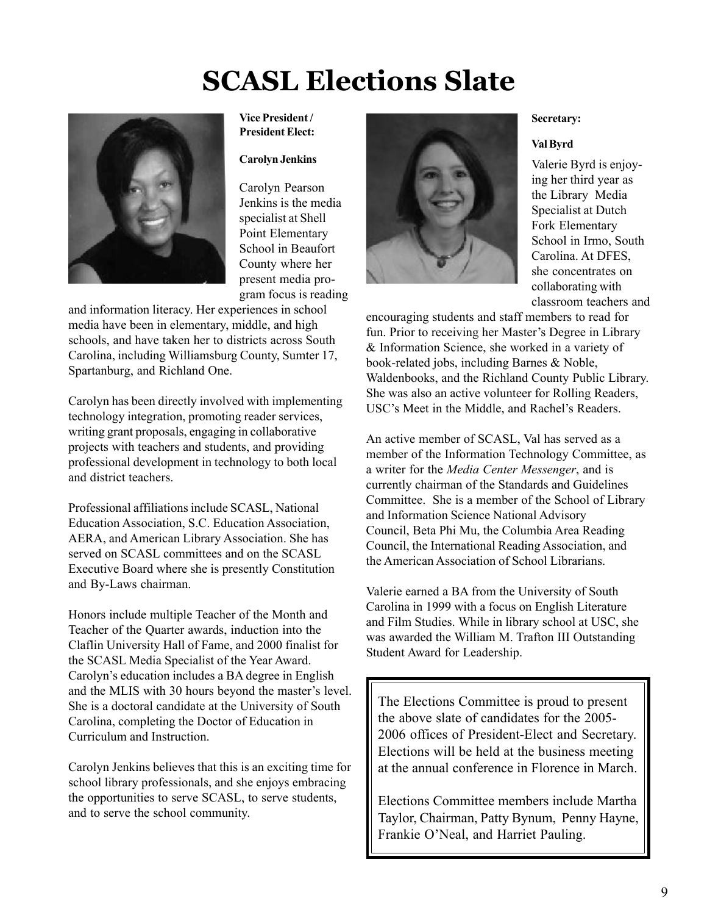# SCASL Elections Slate

**Vice President / President Elect:**

**Carolyn Jenkins**

Carolyn Pearson Jenkins is the media specialist at Shell Point Elementary School in Beaufort County where her present media program focus is reading and information literacy. Her experiences in school media have been in elementary, middle, and high schools, and have taken her to districts across South Carolina, including Williamsburg County, Sumter 17, Spartanburg, and Richland One.

Carolyn has been directly involved with implementing technology integration, promoting reader services, writing grant proposals, engaging in collaborative projects with teachers and students, and providing professional development in technology to both local and district teachers.

Professional affiliations include SCASL, National Education Association, S.C. Education Association, AERA, and American Library Association. She has served on SCASL committees and on the SCASL Executive Board where she is presently Constitution and By-Laws chairman.

Honors include multiple Teacher of the Month and Teacher of the Quarter awards, induction into the Claflin University Hall of Fame, and 2000 finalist for the SCASL Media Specialist of the Year Award. Carolyn's education includes a BA degree in English and the MLIS with 30 hours beyond the master's level. She is a doctoral candidate at the University of South Carolina, completing the Doctor of Education in Curriculum and Instruction.

Carolyn Jenkins believes that this is an exciting time for school library professionals, and she enjoys embracing the opportunities to serve SCASL, to serve students, and to serve the school community.

**Secretary:**

**Val Byrd**

Valerie Byrd is enjoying her third year as the Library Media Specialist at Dutch Fork Elementary School in Irmo, South Carolina. At DFES, she concentrates on collaborating with classroom teachers and encouraging students and staff members to read for fun. Prior to receiving her Master's Degree in Library & Information Science, she worked in a variety of book-related jobs, including Barnes & Noble, Waldenbooks, and the Richland County Public Library. She was also an active volunteer for Rolling Readers, USC's Meet in the Middle, and Rachel's Readers.

An active member of SCASL, Val has served as a member of the Information Technology Committee, as a writer for the *Media Center Messenger*, and is currently chairman of the Standards and Guidelines Committee. She is a member of the School of Library and Information Science National Advisory Council, Beta Phi Mu, the Columbia Area Reading Council, the International Reading Association, and the American Association of School Librarians.

Valerie earned a BA from the University of South Carolina in 1999 with a focus on English Literature and Film Studies. While in library school at USC, she was awarded the William M. Trafton III Outstanding Student Award for Leadership.

The Elections Committee is proud to present the above slate of candidates for the 2005-2006 offices of President-Elect and Secretary. Elections will be held at the business meeting at the annual conference in Florence in March.

Elections Committee members include Martha Taylor, Chairman, Patty Bynum, Penny Hayne, Frankie O'Neal, and Harriet Pauling.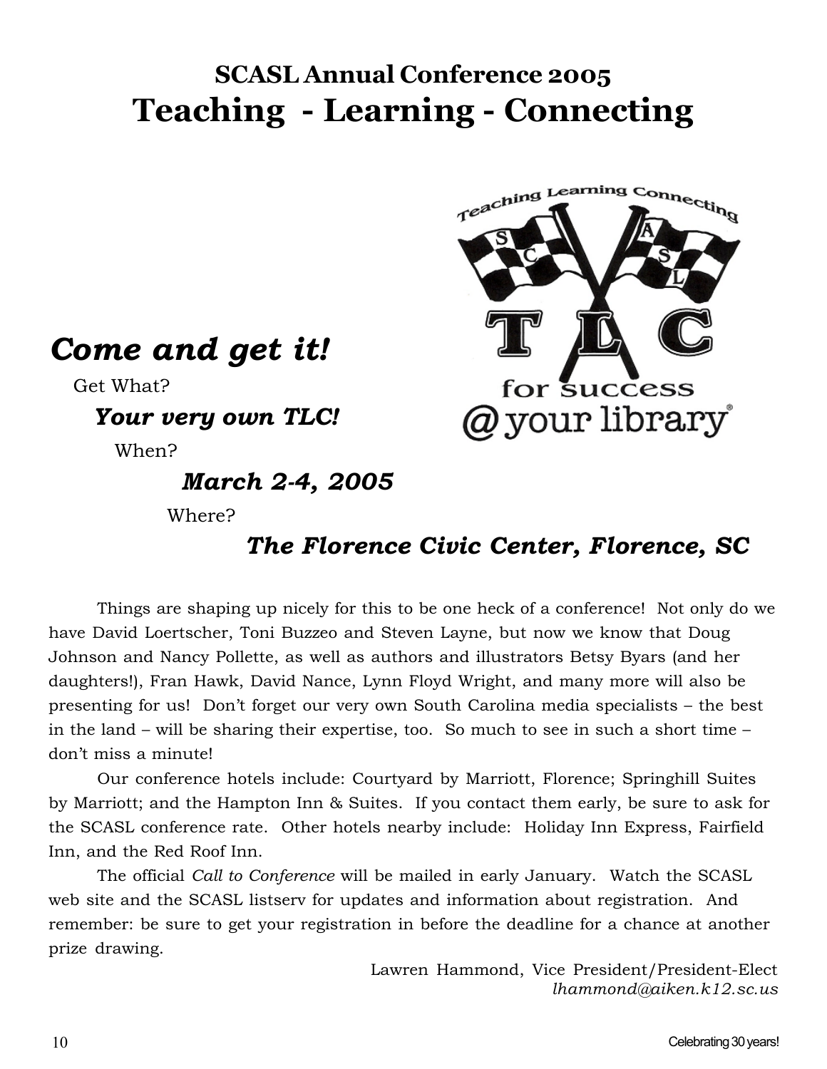# SCASL Annual Conference 2005

# Teaching - Learning - Connecting

***Come and get it!***

Get What?

***Your very own TLC!***

When?

***March 2-4, 2005***

Where?

***The Florence Civic Center, Florence, SC***

Things are shaping up nicely for this to be one heck of a conference! Not only do we have David Loertscher, Toni Buzzeo and Steven Layne, but now we know that Doug Johnson and Nancy Pollette, as well as authors and illustrators Betsy Byars (and her daughters!), Fran Hawk, David Nance, Lynn Floyd Wright, and many more will also be presenting for us! Don't forget our very own South Carolina media specialists – the best in the land – will be sharing their expertise, too. So much to see in such a short time – don't miss a minute!

Our conference hotels include: Courtyard by Marriott, Florence; Springhill Suites by Marriott; and the Hampton Inn & Suites. If you contact them early, be sure to ask for the SCASL conference rate. Other hotels nearby include: Holiday Inn Express, Fairfield Inn, and the Red Roof Inn.

The official *Call to Conference* will be mailed in early January. Watch the SCASL web site and the SCASL listserv for updates and information about registration. And remember: be sure to get your registration in before the deadline for a chance at another prize drawing.

Lawren Hammond, Vice President/President-Elect
*lhammond@aiken.k12.sc.us*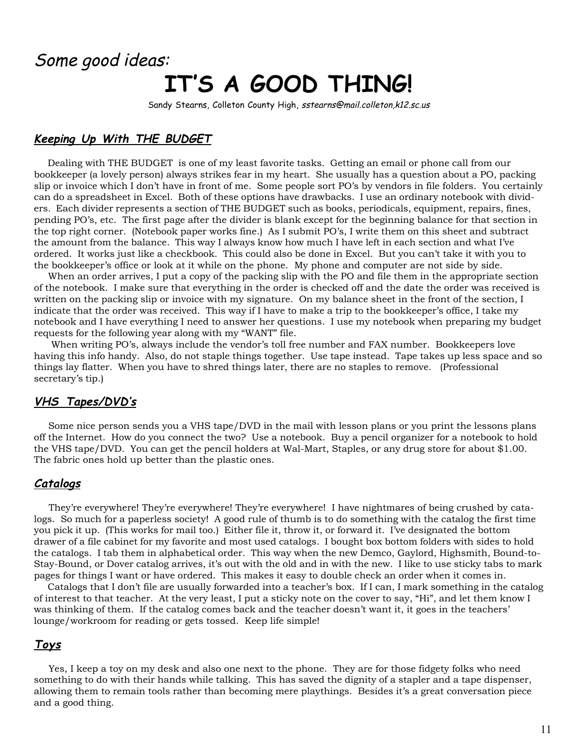*Some good ideas:*

# IT'S A GOOD THING!

Sandy Stearns, Colleton County High, *sstearns@mail.colleton,k12.sc.us*

## ***Keeping Up With THE BUDGET***

Dealing with THE BUDGET is one of my least favorite tasks. Getting an email or phone call from our bookkeeper (a lovely person) always strikes fear in my heart. She usually has a question about a PO, packing slip or invoice which I don't have in front of me. Some people sort PO's by vendors in file folders. You certainly can do a spreadsheet in Excel. Both of these options have drawbacks. I use an ordinary notebook with dividers. Each divider represents a section of THE BUDGET such as books, periodicals, equipment, repairs, fines, pending PO's, etc. The first page after the divider is blank except for the beginning balance for that section in the top right corner. (Notebook paper works fine.) As I submit PO's, I write them on this sheet and subtract the amount from the balance. This way I always know how much I have left in each section and what I've ordered. It works just like a checkbook. This could also be done in Excel. But you can't take it with you to the bookkeeper's office or look at it while on the phone. My phone and computer are not side by side.

When an order arrives, I put a copy of the packing slip with the PO and file them in the appropriate section of the notebook. I make sure that everything in the order is checked off and the date the order was received is written on the packing slip or invoice with my signature. On my balance sheet in the front of the section, I indicate that the order was received. This way if I have to make a trip to the bookkeeper's office, I take my notebook and I have everything I need to answer her questions. I use my notebook when preparing my budget requests for the following year along with my "WANT" file.

When writing PO's, always include the vendor's toll free number and FAX number. Bookkeepers love having this info handy. Also, do not staple things together. Use tape instead. Tape takes up less space and so things lay flatter. When you have to shred things later, there are no staples to remove. (Professional secretary's tip.)

## ***VHS Tapes/DVD's***

Some nice person sends you a VHS tape/DVD in the mail with lesson plans or you print the lessons plans off the Internet. How do you connect the two? Use a notebook. Buy a pencil organizer for a notebook to hold the VHS tape/DVD. You can get the pencil holders at Wal-Mart, Staples, or any drug store for about $1.00. The fabric ones hold up better than the plastic ones.

## ***Catalogs***

They're everywhere! They're everywhere! They're everywhere! I have nightmares of being crushed by catalogs. So much for a paperless society! A good rule of thumb is to do something with the catalog the first time you pick it up. (This works for mail too.) Either file it, throw it, or forward it. I've designated the bottom drawer of a file cabinet for my favorite and most used catalogs. I bought box bottom folders with sides to hold the catalogs. I tab them in alphabetical order. This way when the new Demco, Gaylord, Highsmith, Bound-to-Stay-Bound, or Dover catalog arrives, it's out with the old and in with the new. I like to use sticky tabs to mark pages for things I want or have ordered. This makes it easy to double check an order when it comes in.

Catalogs that I don't file are usually forwarded into a teacher's box. If I can, I mark something in the catalog of interest to that teacher. At the very least, I put a sticky note on the cover to say, "Hi", and let them know I was thinking of them. If the catalog comes back and the teacher doesn't want it, it goes in the teachers' lounge/workroom for reading or gets tossed. Keep life simple!

## ***Toys***

Yes, I keep a toy on my desk and also one next to the phone. They are for those fidgety folks who need something to do with their hands while talking. This has saved the dignity of a stapler and a tape dispenser, allowing them to remain tools rather than becoming mere playthings. Besides it's a great conversation piece and a good thing.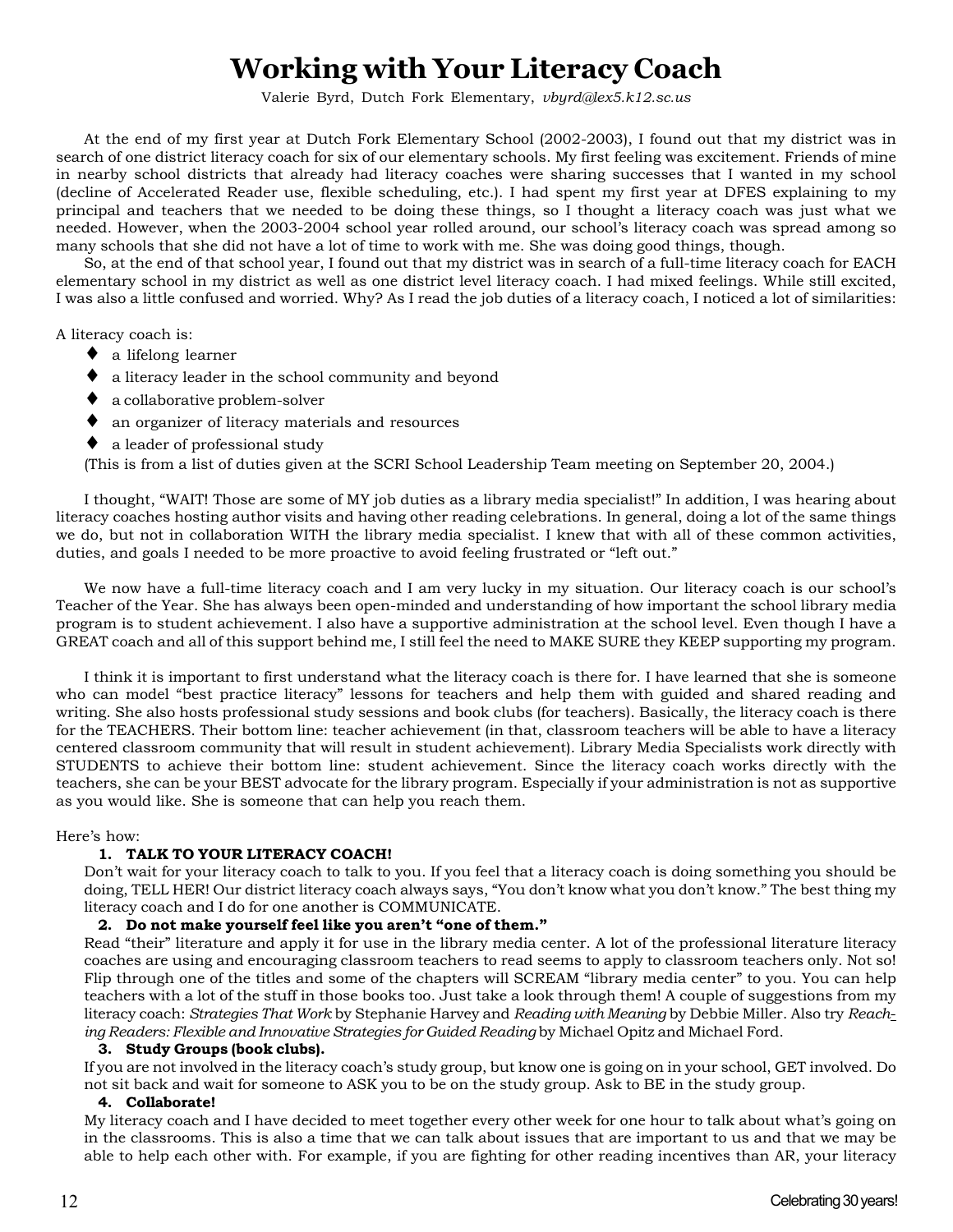# Working with Your Literacy Coach

Valerie Byrd, Dutch Fork Elementary, *vbyrd@lex5.k12.sc.us*

At the end of my first year at Dutch Fork Elementary School (2002-2003), I found out that my district was in search of one district literacy coach for six of our elementary schools. My first feeling was excitement. Friends of mine in nearby school districts that already had literacy coaches were sharing successes that I wanted in my school (decline of Accelerated Reader use, flexible scheduling, etc.). I had spent my first year at DFES explaining to my principal and teachers that we needed to be doing these things, so I thought a literacy coach was just what we needed. However, when the 2003-2004 school year rolled around, our school's literacy coach was spread among so many schools that she did not have a lot of time to work with me. She was doing good things, though.

So, at the end of that school year, I found out that my district was in search of a full-time literacy coach for EACH elementary school in my district as well as one district level literacy coach. I had mixed feelings. While still excited, I was also a little confused and worried. Why? As I read the job duties of a literacy coach, I noticed a lot of similarities:

A literacy coach is:

- a lifelong learner
- a literacy leader in the school community and beyond
- a collaborative problem-solver
- an organizer of literacy materials and resources
- a leader of professional study

(This is from a list of duties given at the SCRI School Leadership Team meeting on September 20, 2004.)

I thought, "WAIT! Those are some of MY job duties as a library media specialist!" In addition, I was hearing about literacy coaches hosting author visits and having other reading celebrations. In general, doing a lot of the same things we do, but not in collaboration WITH the library media specialist. I knew that with all of these common activities, duties, and goals I needed to be more proactive to avoid feeling frustrated or "left out."

We now have a full-time literacy coach and I am very lucky in my situation. Our literacy coach is our school's Teacher of the Year. She has always been open-minded and understanding of how important the school library media program is to student achievement. I also have a supportive administration at the school level. Even though I have a GREAT coach and all of this support behind me, I still feel the need to MAKE SURE they KEEP supporting my program.

I think it is important to first understand what the literacy coach is there for. I have learned that she is someone who can model "best practice literacy" lessons for teachers and help them with guided and shared reading and writing. She also hosts professional study sessions and book clubs (for teachers). Basically, the literacy coach is there for the TEACHERS. Their bottom line: teacher achievement (in that, classroom teachers will be able to have a literacy centered classroom community that will result in student achievement). Library Media Specialists work directly with STUDENTS to achieve their bottom line: student achievement. Since the literacy coach works directly with the teachers, she can be your BEST advocate for the library program. Especially if your administration is not as supportive as you would like. She is someone that can help you reach them.

Here's how:

1. **TALK TO YOUR LITERACY COACH!**
   Don't wait for your literacy coach to talk to you. If you feel that a literacy coach is doing something you should be doing, TELL HER! Our district literacy coach always says, "You don't know what you don't know." The best thing my literacy coach and I do for one another is COMMUNICATE.
2. **Do not make yourself feel like you aren't "one of them."**
   Read "their" literature and apply it for use in the library media center. A lot of the professional literature literacy coaches are using and encouraging classroom teachers to read seems to apply to classroom teachers only. Not so! Flip through one of the titles and some of the chapters will SCREAM "library media center" to you. You can help teachers with a lot of the stuff in those books too. Just take a look through them! A couple of suggestions from my literacy coach: *Strategies That Work* by Stephanie Harvey and *Reading with Meaning* by Debbie Miller. Also try *Reaching Readers: Flexible and Innovative Strategies for Guided Reading* by Michael Opitz and Michael Ford.
3. **Study Groups (book clubs).**
   If you are not involved in the literacy coach's study group, but know one is going on in your school, GET involved. Do not sit back and wait for someone to ASK you to be on the study group. Ask to BE in the study group.
4. **Collaborate!**
   My literacy coach and I have decided to meet together every other week for one hour to talk about what's going on in the classrooms. This is also a time that we can talk about issues that are important to us and that we may be able to help each other with. For example, if you are fighting for other reading incentives than AR, your literacy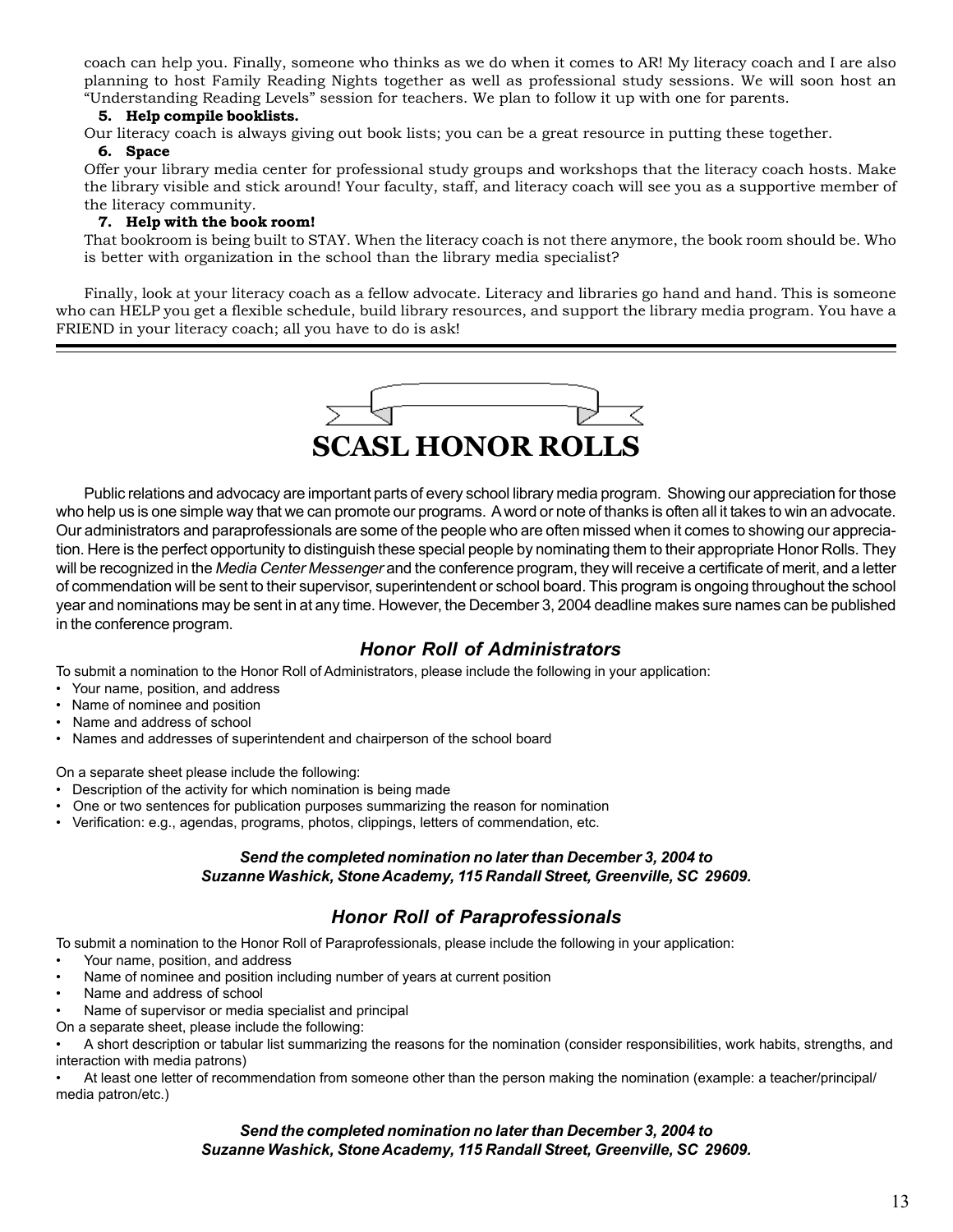coach can help you. Finally, someone who thinks as we do when it comes to AR! My literacy coach and I are also planning to host Family Reading Nights together as well as professional study sessions. We will soon host an "Understanding Reading Levels" session for teachers. We plan to follow it up with one for parents.

**5. Help compile booklists.**

Our literacy coach is always giving out book lists; you can be a great resource in putting these together.

**6. Space**

Offer your library media center for professional study groups and workshops that the literacy coach hosts. Make the library visible and stick around! Your faculty, staff, and literacy coach will see you as a supportive member of the literacy community.

**7. Help with the book room!**

That bookroom is being built to STAY. When the literacy coach is not there anymore, the book room should be. Who is better with organization in the school than the library media specialist?

Finally, look at your literacy coach as a fellow advocate. Literacy and libraries go hand and hand. This is someone who can HELP you get a flexible schedule, build library resources, and support the library media program. You have a FRIEND in your literacy coach; all you have to do is ask!

---

# SCASL HONOR ROLLS

Public relations and advocacy are important parts of every school library media program. Showing our appreciation for those who help us is one simple way that we can promote our programs. A word or note of thanks is often all it takes to win an advocate. Our administrators and paraprofessionals are some of the people who are often missed when it comes to showing our appreciation. Here is the perfect opportunity to distinguish these special people by nominating them to their appropriate Honor Rolls. They will be recognized in the *Media Center Messenger* and the conference program, they will receive a certificate of merit, and a letter of commendation will be sent to their supervisor, superintendent or school board. This program is ongoing throughout the school year and nominations may be sent in at any time. However, the December 3, 2004 deadline makes sure names can be published in the conference program.

## *Honor Roll of Administrators*

To submit a nomination to the Honor Roll of Administrators, please include the following in your application:

- Your name, position, and address
- Name of nominee and position
- Name and address of school
- Names and addresses of superintendent and chairperson of the school board

On a separate sheet please include the following:

- Description of the activity for which nomination is being made
- One or two sentences for publication purposes summarizing the reason for nomination
- Verification: e.g., agendas, programs, photos, clippings, letters of commendation, etc.

***Send the completed nomination no later than December 3, 2004 to Suzanne Washick, Stone Academy, 115 Randall Street, Greenville, SC 29609.***

## *Honor Roll of Paraprofessionals*

To submit a nomination to the Honor Roll of Paraprofessionals, please include the following in your application:

- Your name, position, and address
- Name of nominee and position including number of years at current position
- Name and address of school
- Name of supervisor or media specialist and principal

On a separate sheet, please include the following:

- A short description or tabular list summarizing the reasons for the nomination (consider responsibilities, work habits, strengths, and interaction with media patrons)
- At least one letter of recommendation from someone other than the person making the nomination (example: a teacher/principal/media patron/etc.)

***Send the completed nomination no later than December 3, 2004 to Suzanne Washick, Stone Academy, 115 Randall Street, Greenville, SC 29609.***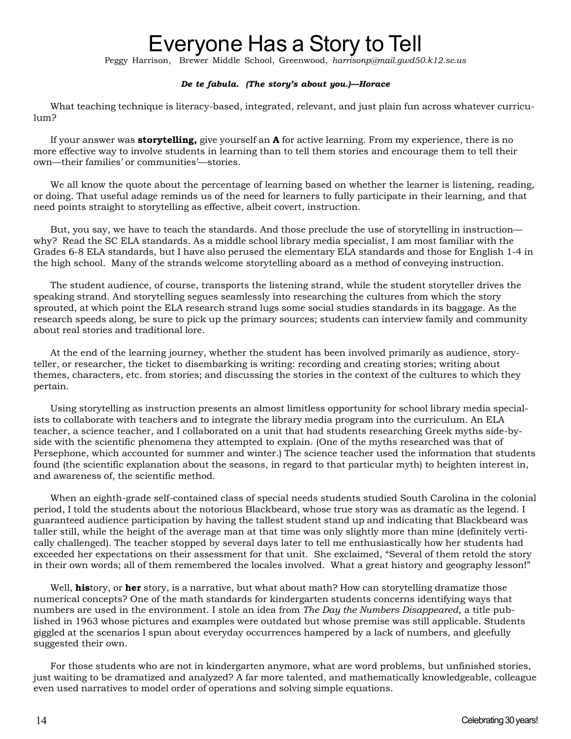# Everyone Has a Story to Tell

Peggy Harrison, Brewer Middle School, Greenwood, *harrisonp@mail.gwd50.k12.sc.us*

***De te fabula. (The story's about you.)—Horace***

What teaching technique is literacy-based, integrated, relevant, and just plain fun across whatever curriculum?

If your answer was **storytelling,** give yourself an **A** for active learning. From my experience, there is no more effective way to involve students in learning than to tell them stories and encourage them to tell their own—their families' or communities'—stories.

We all know the quote about the percentage of learning based on whether the learner is listening, reading, or doing. That useful adage reminds us of the need for learners to fully participate in their learning, and that need points straight to storytelling as effective, albeit covert, instruction.

But, you say, we have to teach the standards. And those preclude the use of storytelling in instruction—why? Read the SC ELA standards. As a middle school library media specialist, I am most familiar with the Grades 6-8 ELA standards, but I have also perused the elementary ELA standards and those for English 1-4 in the high school. Many of the strands welcome storytelling aboard as a method of conveying instruction.

The student audience, of course, transports the listening strand, while the student storyteller drives the speaking strand. And storytelling segues seamlessly into researching the cultures from which the story sprouted, at which point the ELA research strand lugs some social studies standards in its baggage. As the research speeds along, be sure to pick up the primary sources; students can interview family and community about real stories and traditional lore.

At the end of the learning journey, whether the student has been involved primarily as audience, storyteller, or researcher, the ticket to disembarking is writing: recording and creating stories; writing about themes, characters, etc. from stories; and discussing the stories in the context of the cultures to which they pertain.

Using storytelling as instruction presents an almost limitless opportunity for school library media specialists to collaborate with teachers and to integrate the library media program into the curriculum. An ELA teacher, a science teacher, and I collaborated on a unit that had students researching Greek myths side-by-side with the scientific phenomena they attempted to explain. (One of the myths researched was that of Persephone, which accounted for summer and winter.) The science teacher used the information that students found (the scientific explanation about the seasons, in regard to that particular myth) to heighten interest in, and awareness of, the scientific method.

When an eighth-grade self-contained class of special needs students studied South Carolina in the colonial period, I told the students about the notorious Blackbeard, whose true story was as dramatic as the legend. I guaranteed audience participation by having the tallest student stand up and indicating that Blackbeard was taller still, while the height of the average man at that time was only slightly more than mine (definitely vertically challenged). The teacher stopped by several days later to tell me enthusiastically how her students had exceeded her expectations on their assessment for that unit. She exclaimed, "Several of them retold the story in their own words; all of them remembered the locales involved. What a great history and geography lesson!"

Well, **his**tory, or **her** story, is a narrative, but what about math? How can storytelling dramatize those numerical concepts? One of the math standards for kindergarten students concerns identifying ways that numbers are used in the environment. I stole an idea from *The Day the Numbers Disappeared*, a title published in 1963 whose pictures and examples were outdated but whose premise was still applicable. Students giggled at the scenarios I spun about everyday occurrences hampered by a lack of numbers, and gleefully suggested their own.

For those students who are not in kindergarten anymore, what are word problems, but unfinished stories, just waiting to be dramatized and analyzed? A far more talented, and mathematically knowledgeable, colleague even used narratives to model order of operations and solving simple equations.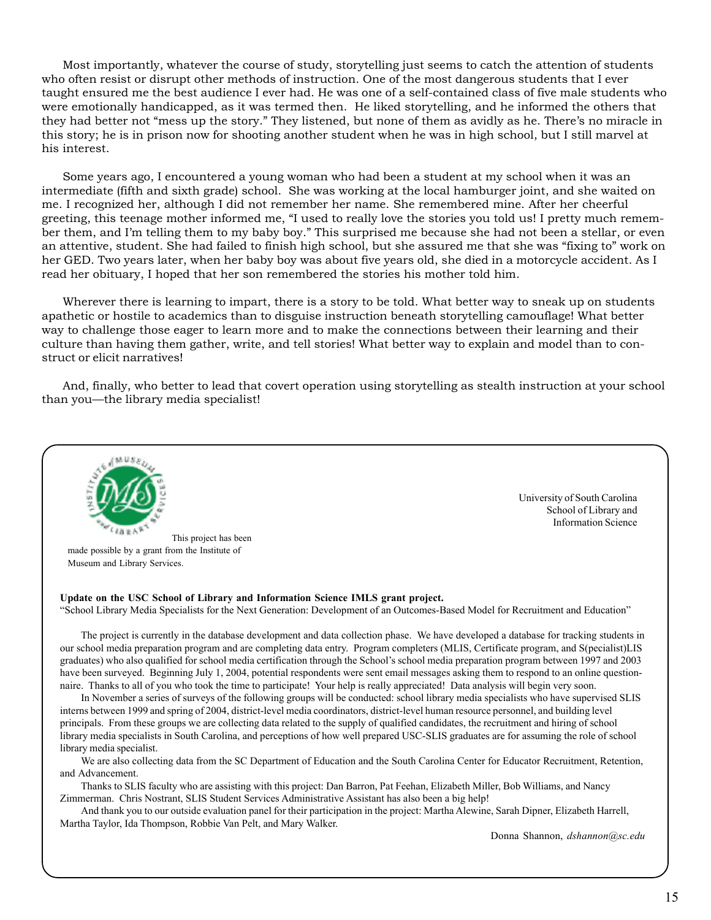Most importantly, whatever the course of study, storytelling just seems to catch the attention of students who often resist or disrupt other methods of instruction. One of the most dangerous students that I ever taught ensured me the best audience I ever had. He was one of a self-contained class of five male students who were emotionally handicapped, as it was termed then. He liked storytelling, and he informed the others that they had better not "mess up the story." They listened, but none of them as avidly as he. There's no miracle in this story; he is in prison now for shooting another student when he was in high school, but I still marvel at his interest.

Some years ago, I encountered a young woman who had been a student at my school when it was an intermediate (fifth and sixth grade) school. She was working at the local hamburger joint, and she waited on me. I recognized her, although I did not remember her name. She remembered mine. After her cheerful greeting, this teenage mother informed me, "I used to really love the stories you told us! I pretty much remember them, and I'm telling them to my baby boy." This surprised me because she had not been a stellar, or even an attentive, student. She had failed to finish high school, but she assured me that she was "fixing to" work on her GED. Two years later, when her baby boy was about five years old, she died in a motorcycle accident. As I read her obituary, I hoped that her son remembered the stories his mother told him.

Wherever there is learning to impart, there is a story to be told. What better way to sneak up on students apathetic or hostile to academics than to disguise instruction beneath storytelling camouflage! What better way to challenge those eager to learn more and to make the connections between their learning and their culture than having them gather, write, and tell stories! What better way to explain and model than to construct or elicit narratives!

And, finally, who better to lead that covert operation using storytelling as stealth instruction at your school than you—the library media specialist!

---

This project has been made possible by a grant from the Institute of Museum and Library Services.

University of South Carolina
School of Library and
Information Science

**Update on the USC School of Library and Information Science IMLS grant project.**
"School Library Media Specialists for the Next Generation: Development of an Outcomes-Based Model for Recruitment and Education"

The project is currently in the database development and data collection phase. We have developed a database for tracking students in our school media preparation program and are completing data entry. Program completers (MLIS, Certificate program, and S(pecialist)LIS graduates) who also qualified for school media certification through the School's school media preparation program between 1997 and 2003 have been surveyed. Beginning July 1, 2004, potential respondents were sent email messages asking them to respond to an online questionnaire. Thanks to all of you who took the time to participate! Your help is really appreciated! Data analysis will begin very soon.

In November a series of surveys of the following groups will be conducted: school library media specialists who have supervised SLIS interns between 1999 and spring of 2004, district-level media coordinators, district-level human resource personnel, and building level principals. From these groups we are collecting data related to the supply of qualified candidates, the recruitment and hiring of school library media specialists in South Carolina, and perceptions of how well prepared USC-SLIS graduates are for assuming the role of school library media specialist.

We are also collecting data from the SC Department of Education and the South Carolina Center for Educator Recruitment, Retention, and Advancement.

Thanks to SLIS faculty who are assisting with this project: Dan Barron, Pat Feehan, Elizabeth Miller, Bob Williams, and Nancy Zimmerman. Chris Nostrant, SLIS Student Services Administrative Assistant has also been a big help!

And thank you to our outside evaluation panel for their participation in the project: Martha Alewine, Sarah Dipner, Elizabeth Harrell, Martha Taylor, Ida Thompson, Robbie Van Pelt, and Mary Walker.

Donna Shannon, *dshannon@sc.edu*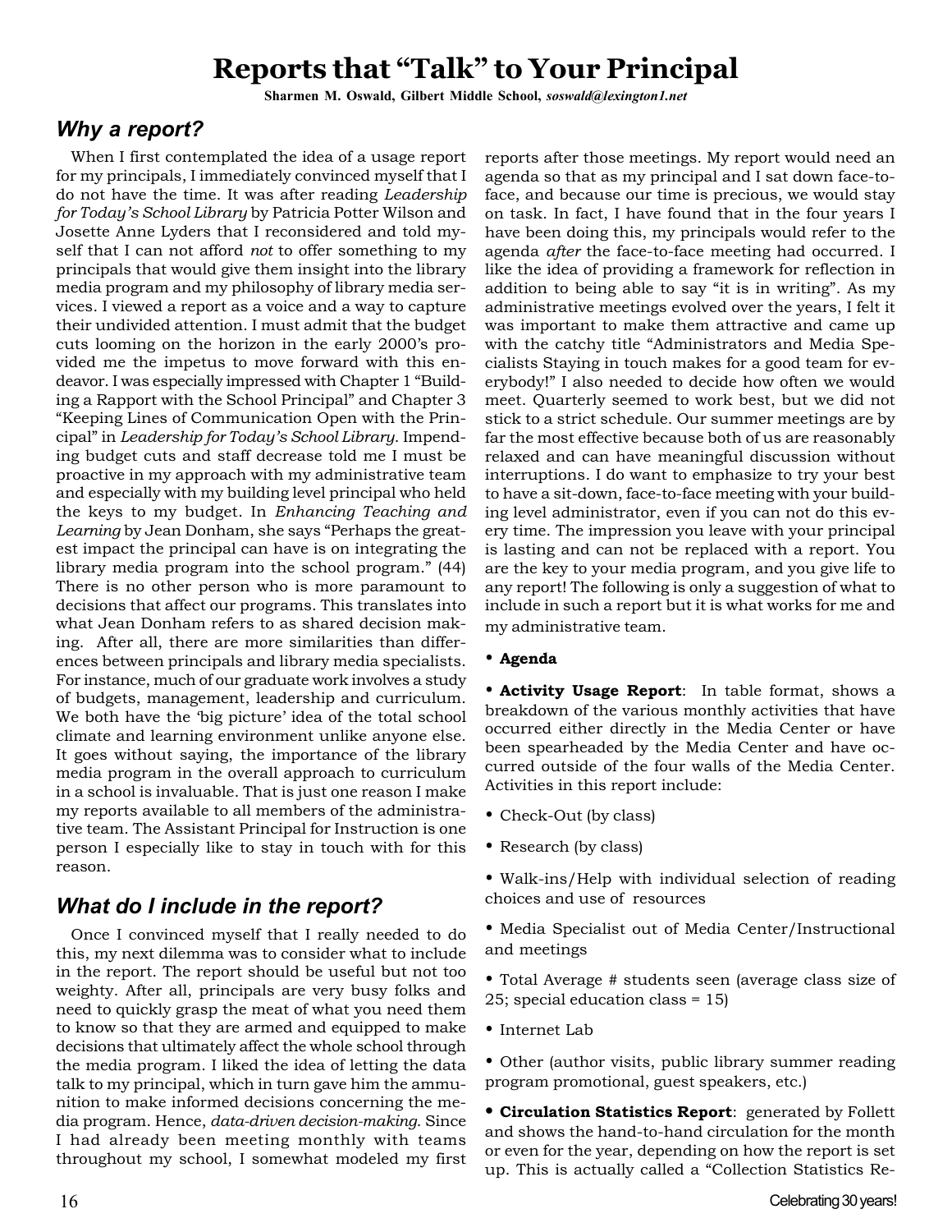# Reports that "Talk" to Your Principal

**Sharmen M. Oswald, Gilbert Middle School,** *soswald@lexington1.net*

## *Why a report?*

When I first contemplated the idea of a usage report for my principals, I immediately convinced myself that I do not have the time. It was after reading *Leadership for Today's School Library* by Patricia Potter Wilson and Josette Anne Lyders that I reconsidered and told myself that I can not afford *not* to offer something to my principals that would give them insight into the library media program and my philosophy of library media services. I viewed a report as a voice and a way to capture their undivided attention. I must admit that the budget cuts looming on the horizon in the early 2000's provided me the impetus to move forward with this endeavor. I was especially impressed with Chapter 1 "Building a Rapport with the School Principal" and Chapter 3 "Keeping Lines of Communication Open with the Principal" in *Leadership for Today's School Library*. Impending budget cuts and staff decrease told me I must be proactive in my approach with my administrative team and especially with my building level principal who held the keys to my budget. In *Enhancing Teaching and Learning* by Jean Donham, she says "Perhaps the greatest impact the principal can have is on integrating the library media program into the school program." (44) There is no other person who is more paramount to decisions that affect our programs. This translates into what Jean Donham refers to as shared decision making. After all, there are more similarities than differences between principals and library media specialists. For instance, much of our graduate work involves a study of budgets, management, leadership and curriculum. We both have the 'big picture' idea of the total school climate and learning environment unlike anyone else. It goes without saying, the importance of the library media program in the overall approach to curriculum in a school is invaluable. That is just one reason I make my reports available to all members of the administrative team. The Assistant Principal for Instruction is one person I especially like to stay in touch with for this reason.

## *What do I include in the report?*

Once I convinced myself that I really needed to do this, my next dilemma was to consider what to include in the report. The report should be useful but not too weighty. After all, principals are very busy folks and need to quickly grasp the meat of what you need them to know so that they are armed and equipped to make decisions that ultimately affect the whole school through the media program. I liked the idea of letting the data talk to my principal, which in turn gave him the ammunition to make informed decisions concerning the media program. Hence, *data-driven decision-making.* Since I had already been meeting monthly with teams throughout my school, I somewhat modeled my first reports after those meetings. My report would need an agenda so that as my principal and I sat down face-to-face, and because our time is precious, we would stay on task. In fact, I have found that in the four years I have been doing this, my principals would refer to the agenda *after* the face-to-face meeting had occurred. I like the idea of providing a framework for reflection in addition to being able to say "it is in writing". As my administrative meetings evolved over the years, I felt it was important to make them attractive and came up with the catchy title "Administrators and Media Specialists Staying in touch makes for a good team for everybody!" I also needed to decide how often we would meet. Quarterly seemed to work best, but we did not stick to a strict schedule. Our summer meetings are by far the most effective because both of us are reasonably relaxed and can have meaningful discussion without interruptions. I do want to emphasize to try your best to have a sit-down, face-to-face meeting with your building level administrator, even if you can not do this every time. The impression you leave with your principal is lasting and can not be replaced with a report. You are the key to your media program, and you give life to any report! The following is only a suggestion of what to include in such a report but it is what works for me and my administrative team.

- **Agenda**
- **Activity Usage Report**: In table format, shows a breakdown of the various monthly activities that have occurred either directly in the Media Center or have been spearheaded by the Media Center and have occurred outside of the four walls of the Media Center. Activities in this report include:
- Check-Out (by class)
- Research (by class)
- Walk-ins/Help with individual selection of reading choices and use of resources
- Media Specialist out of Media Center/Instructional and meetings
- Total Average # students seen (average class size of 25; special education class = 15)
- Internet Lab
- Other (author visits, public library summer reading program promotional, guest speakers, etc.)
- **Circulation Statistics Report**: generated by Follett and shows the hand-to-hand circulation for the month or even for the year, depending on how the report is set up. This is actually called a "Collection Statistics Re-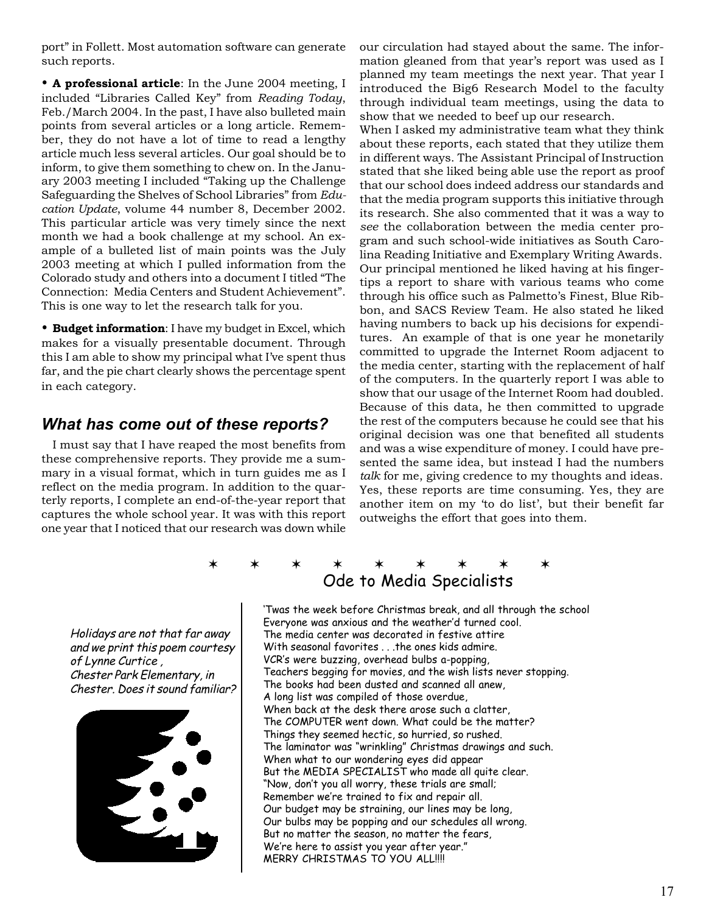port" in Follett. Most automation software can generate such reports.

• **A professional article**: In the June 2004 meeting, I included "Libraries Called Key" from *Reading Today*, Feb./March 2004. In the past, I have also bulleted main points from several articles or a long article. Remember, they do not have a lot of time to read a lengthy article much less several articles. Our goal should be to inform, to give them something to chew on. In the January 2003 meeting I included "Taking up the Challenge Safeguarding the Shelves of School Libraries" from *Education Update*, volume 44 number 8, December 2002. This particular article was very timely since the next month we had a book challenge at my school. An example of a bulleted list of main points was the July 2003 meeting at which I pulled information from the Colorado study and others into a document I titled "The Connection: Media Centers and Student Achievement". This is one way to let the research talk for you.

• **Budget information**: I have my budget in Excel, which makes for a visually presentable document. Through this I am able to show my principal what I've spent thus far, and the pie chart clearly shows the percentage spent in each category.

### *What has come out of these reports?*

I must say that I have reaped the most benefits from these comprehensive reports. They provide me a summary in a visual format, which in turn guides me as I reflect on the media program. In addition to the quarterly reports, I complete an end-of-the-year report that captures the whole school year. It was with this report one year that I noticed that our research was down while our circulation had stayed about the same. The information gleaned from that year's report was used as I planned my team meetings the next year. That year I introduced the Big6 Research Model to the faculty through individual team meetings, using the data to show that we needed to beef up our research.

When I asked my administrative team what they think about these reports, each stated that they utilize them in different ways. The Assistant Principal of Instruction stated that she liked being able use the report as proof that our school does indeed address our standards and that the media program supports this initiative through its research. She also commented that it was a way to *see* the collaboration between the media center program and such school-wide initiatives as South Carolina Reading Initiative and Exemplary Writing Awards. Our principal mentioned he liked having at his fingertips a report to share with various teams who come through his office such as Palmetto's Finest, Blue Ribbon, and SACS Review Team. He also stated he liked having numbers to back up his decisions for expenditures. An example of that is one year he monetarily committed to upgrade the Internet Room adjacent to the media center, starting with the replacement of half of the computers. In the quarterly report I was able to show that our usage of the Internet Room had doubled. Because of this data, he then committed to upgrade the rest of the computers because he could see that his original decision was one that benefited all students and was a wise expenditure of money. I could have presented the same idea, but instead I had the numbers *talk* for me, giving credence to my thoughts and ideas. Yes, these reports are time consuming. Yes, they are another item on my 'to do list', but their benefit far outweighs the effort that goes into them.

✶ ✶ ✶ ✶ ✶ ✶ ✶ ✶ ✶

## Ode to Media Specialists

*Holidays are not that far away and we print this poem courtesy of Lynne Curtice , Chester Park Elementary, in Chester. Does it sound familiar?*

'Twas the week before Christmas break, and all through the school
Everyone was anxious and the weather'd turned cool.
The media center was decorated in festive attire
With seasonal favorites . . .the ones kids admire.
VCR's were buzzing, overhead bulbs a-popping,
Teachers begging for movies, and the wish lists never stopping.
The books had been dusted and scanned all anew,
A long list was compiled of those overdue,
When back at the desk there arose such a clatter,
The COMPUTER went down. What could be the matter?
Things they seemed hectic, so hurried, so rushed.
The laminator was "wrinkling" Christmas drawings and such.
When what to our wondering eyes did appear
But the MEDIA SPECIALIST who made all quite clear.
"Now, don't you all worry, these trials are small;
Remember we're trained to fix and repair all.
Our budget may be straining, our lines may be long,
Our bulbs may be popping and our schedules all wrong.
But no matter the season, no matter the fears,
We're here to assist you year after year."
MERRY CHRISTMAS TO YOU ALL!!!!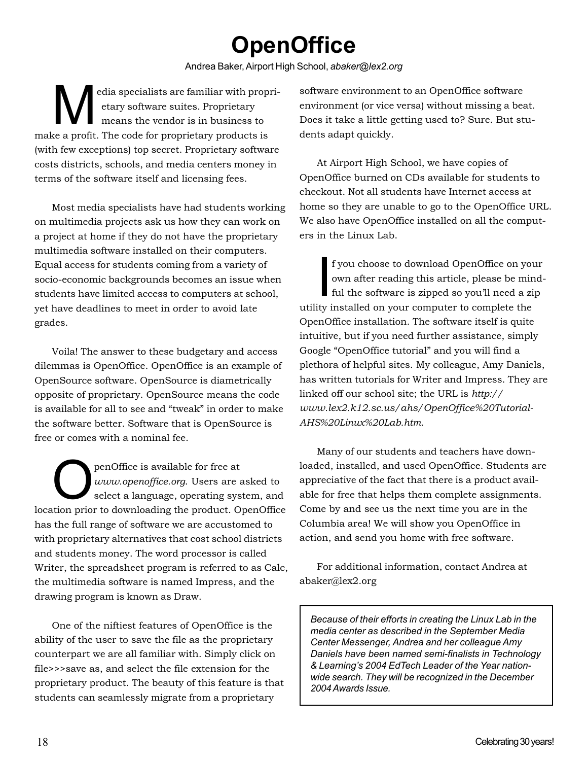# OpenOffice

Andrea Baker, Airport High School, *abaker@lex2.org*

Media specialists are familiar with proprietary software suites. Proprietary means the vendor is in business to make a profit. The code for proprietary products is (with few exceptions) top secret. Proprietary software costs districts, schools, and media centers money in terms of the software itself and licensing fees.

Most media specialists have had students working on multimedia projects ask us how they can work on a project at home if they do not have the proprietary multimedia software installed on their computers. Equal access for students coming from a variety of socio-economic backgrounds becomes an issue when students have limited access to computers at school, yet have deadlines to meet in order to avoid late grades.

Voila! The answer to these budgetary and access dilemmas is OpenOffice. OpenOffice is an example of OpenSource software. OpenSource is diametrically opposite of proprietary. OpenSource means the code is available for all to see and "tweak" in order to make the software better. Software that is OpenSource is free or comes with a nominal fee.

OpenOffice is available for free at *www.openoffice.org*. Users are asked to select a language, operating system, and location prior to downloading the product. OpenOffice has the full range of software we are accustomed to with proprietary alternatives that cost school districts and students money. The word processor is called Writer, the spreadsheet program is referred to as Calc, the multimedia software is named Impress, and the drawing program is known as Draw.

One of the niftiest features of OpenOffice is the ability of the user to save the file as the proprietary counterpart we are all familiar with. Simply click on file>>>save as, and select the file extension for the proprietary product. The beauty of this feature is that students can seamlessly migrate from a proprietary software environment to an OpenOffice software environment (or vice versa) without missing a beat. Does it take a little getting used to? Sure. But students adapt quickly.

At Airport High School, we have copies of OpenOffice burned on CDs available for students to checkout. Not all students have Internet access at home so they are unable to go to the OpenOffice URL. We also have OpenOffice installed on all the computers in the Linux Lab.

If you choose to download OpenOffice on your own after reading this article, please be mindful the software is zipped so you'll need a zip utility installed on your computer to complete the OpenOffice installation. The software itself is quite intuitive, but if you need further assistance, simply Google "OpenOffice tutorial" and you will find a plethora of helpful sites. My colleague, Amy Daniels, has written tutorials for Writer and Impress. They are linked off our school site; the URL is *http://www.lex2.k12.sc.us/ahs/OpenOffice%20Tutorial-AHS%20Linux%20Lab.htm*.

Many of our students and teachers have downloaded, installed, and used OpenOffice. Students are appreciative of the fact that there is a product available for free that helps them complete assignments. Come by and see us the next time you are in the Columbia area! We will show you OpenOffice in action, and send you home with free software.

For additional information, contact Andrea at abaker@lex2.org

*Because of their efforts in creating the Linux Lab in the media center as described in the September Media Center Messenger, Andrea and her colleague Amy Daniels have been named semi-finalists in Technology & Learning's 2004 EdTech Leader of the Year nationwide search. They will be recognized in the December 2004 Awards Issue.*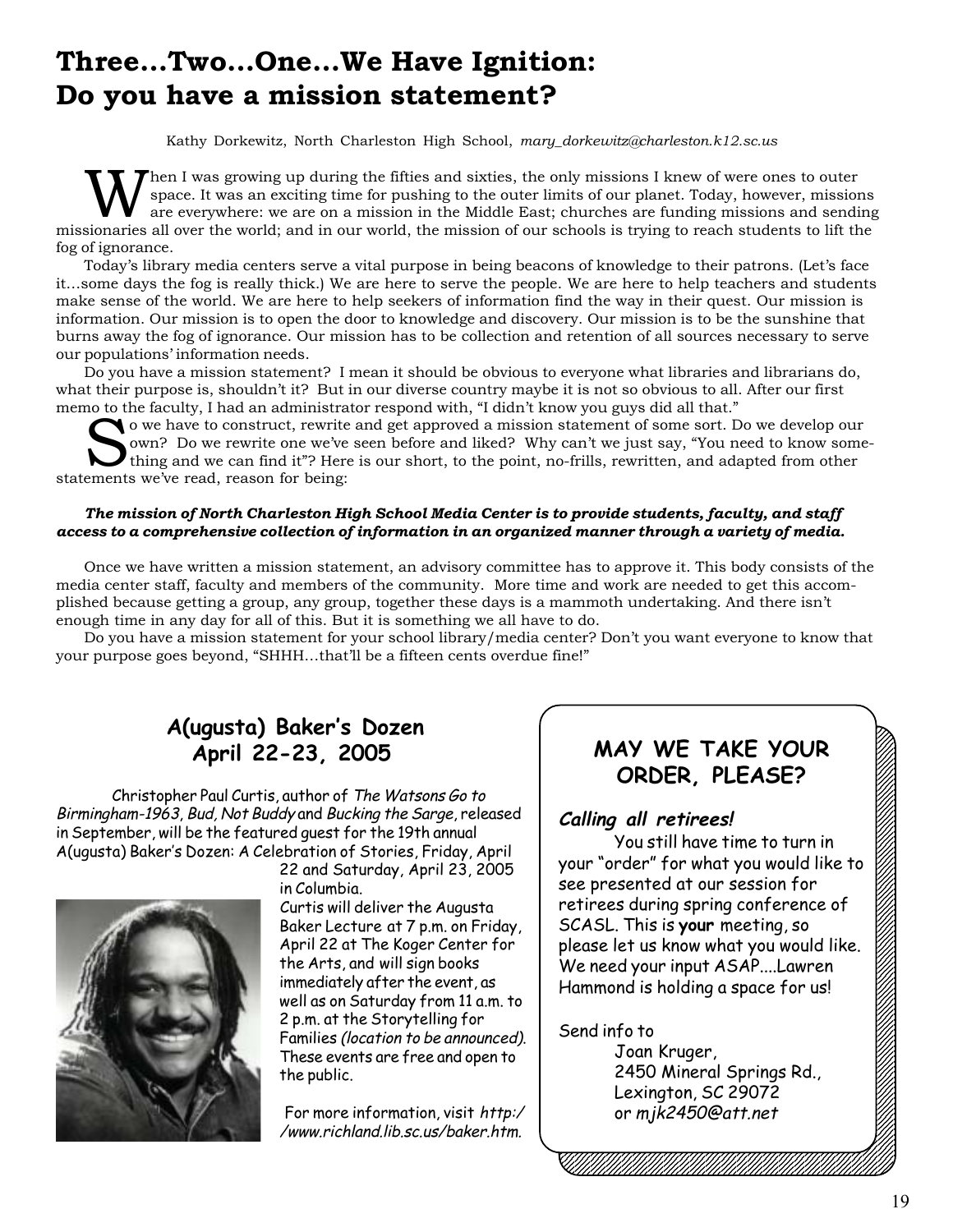# Three...Two...One...We Have Ignition: Do you have a mission statement?

Kathy Dorkewitz, North Charleston High School, *mary_dorkewitz@charleston.k12.sc.us*

When I was growing up during the fifties and sixties, the only missions I knew of were ones to outer space. It was an exciting time for pushing to the outer limits of our planet. Today, however, missions are everywhere: we are on a mission in the Middle East; churches are funding missions and sending missionaries all over the world; and in our world, the mission of our schools is trying to reach students to lift the fog of ignorance.

Today's library media centers serve a vital purpose in being beacons of knowledge to their patrons. (Let's face it…some days the fog is really thick.) We are here to serve the people. We are here to help teachers and students make sense of the world. We are here to help seekers of information find the way in their quest. Our mission is information. Our mission is to open the door to knowledge and discovery. Our mission is to be the sunshine that burns away the fog of ignorance. Our mission has to be collection and retention of all sources necessary to serve our populations' information needs.

Do you have a mission statement? I mean it should be obvious to everyone what libraries and librarians do, what their purpose is, shouldn't it? But in our diverse country maybe it is not so obvious to all. After our first memo to the faculty, I had an administrator respond with, "I didn't know you guys did all that."

So we have to construct, rewrite and get approved a mission statement of some sort. Do we develop our own? Do we rewrite one we've seen before and liked? Why can't we just say, "You need to know something and we can find it"? Here is our short, to the point, no-frills, rewritten, and adapted from other statements we've read, reason for being:

***The mission of North Charleston High School Media Center is to provide students, faculty, and staff access to a comprehensive collection of information in an organized manner through a variety of media.***

Once we have written a mission statement, an advisory committee has to approve it. This body consists of the media center staff, faculty and members of the community. More time and work are needed to get this accomplished because getting a group, any group, together these days is a mammoth undertaking. And there isn't enough time in any day for all of this. But it is something we all have to do.

Do you have a mission statement for your school library/media center? Don't you want everyone to know that your purpose goes beyond, "SHHH…that'll be a fifteen cents overdue fine!"

## A(ugusta) Baker's Dozen April 22-23, 2005

Christopher Paul Curtis, author of *The Watsons Go to Birmingham-1963*, *Bud, Not Buddy* and *Bucking the Sarge*, released in September, will be the featured guest for the 19th annual A(ugusta) Baker's Dozen: A Celebration of Stories, Friday, April 22 and Saturday, April 23, 2005 in Columbia.

Curtis will deliver the Augusta Baker Lecture at 7 p.m. on Friday, April 22 at The Koger Center for the Arts, and will sign books immediately after the event, as well as on Saturday from 11 a.m. to 2 p.m. at the Storytelling for Families *(location to be announced)*. These events are free and open to the public.

For more information, visit *http://www.richland.lib.sc.us/baker.htm.*

## MAY WE TAKE YOUR ORDER, PLEASE?

***Calling all retirees!***

You still have time to turn in your "order" for what you would like to see presented at our session for retirees during spring conference of SCASL. This is **your** meeting, so please let us know what you would like. We need your input ASAP....Lawren Hammond is holding a space for us!

Send info to
Joan Kruger,
2450 Mineral Springs Rd.,
Lexington, SC 29072
or *mjk2450@att.net*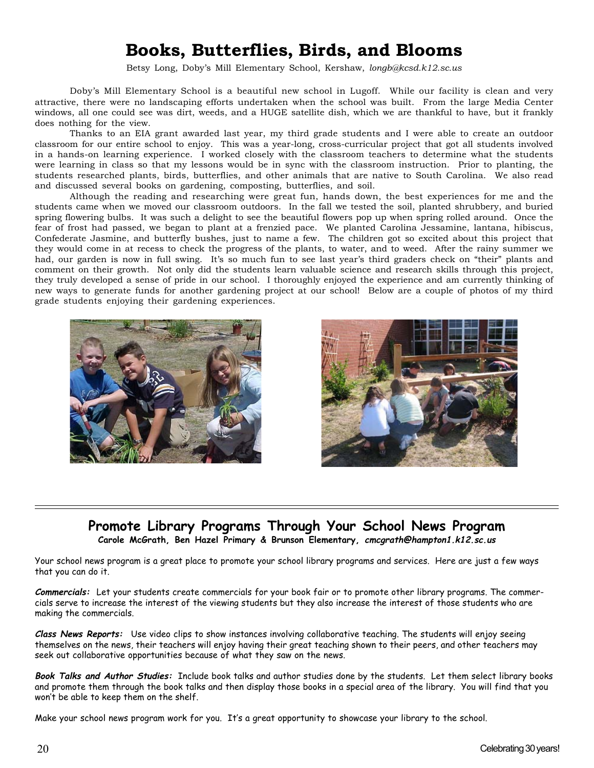# Books, Butterflies, Birds, and Blooms

Betsy Long, Doby's Mill Elementary School, Kershaw, *longb@kcsd.k12.sc.us*

Doby's Mill Elementary School is a beautiful new school in Lugoff. While our facility is clean and very attractive, there were no landscaping efforts undertaken when the school was built. From the large Media Center windows, all one could see was dirt, weeds, and a HUGE satellite dish, which we are thankful to have, but it frankly does nothing for the view.

Thanks to an EIA grant awarded last year, my third grade students and I were able to create an outdoor classroom for our entire school to enjoy. This was a year-long, cross-curricular project that got all students involved in a hands-on learning experience. I worked closely with the classroom teachers to determine what the students were learning in class so that my lessons would be in sync with the classroom instruction. Prior to planting, the students researched plants, birds, butterflies, and other animals that are native to South Carolina. We also read and discussed several books on gardening, composting, butterflies, and soil.

Although the reading and researching were great fun, hands down, the best experiences for me and the students came when we moved our classroom outdoors. In the fall we tested the soil, planted shrubbery, and buried spring flowering bulbs. It was such a delight to see the beautiful flowers pop up when spring rolled around. Once the fear of frost had passed, we began to plant at a frenzied pace. We planted Carolina Jessamine, lantana, hibiscus, Confederate Jasmine, and butterfly bushes, just to name a few. The children got so excited about this project that they would come in at recess to check the progress of the plants, to water, and to weed. After the rainy summer we had, our garden is now in full swing. It's so much fun to see last year's third graders check on "their" plants and comment on their growth. Not only did the students learn valuable science and research skills through this project, they truly developed a sense of pride in our school. I thoroughly enjoyed the experience and am currently thinking of new ways to generate funds for another gardening project at our school! Below are a couple of photos of my third grade students enjoying their gardening experiences.

---

## Promote Library Programs Through Your School News Program

**Carole McGrath, Ben Hazel Primary & Brunson Elementary, *cmcgrath@hampton1.k12.sc.us***

Your school news program is a great place to promote your school library programs and services. Here are just a few ways that you can do it.

***Commercials:*** Let your students create commercials for your book fair or to promote other library programs. The commercials serve to increase the interest of the viewing students but they also increase the interest of those students who are making the commercials.

***Class News Reports:*** Use video clips to show instances involving collaborative teaching. The students will enjoy seeing themselves on the news, their teachers will enjoy having their great teaching shown to their peers, and other teachers may seek out collaborative opportunities because of what they saw on the news.

***Book Talks and Author Studies:*** Include book talks and author studies done by the students. Let them select library books and promote them through the book talks and then display those books in a special area of the library. You will find that you won't be able to keep them on the shelf.

Make your school news program work for you. It's a great opportunity to showcase your library to the school.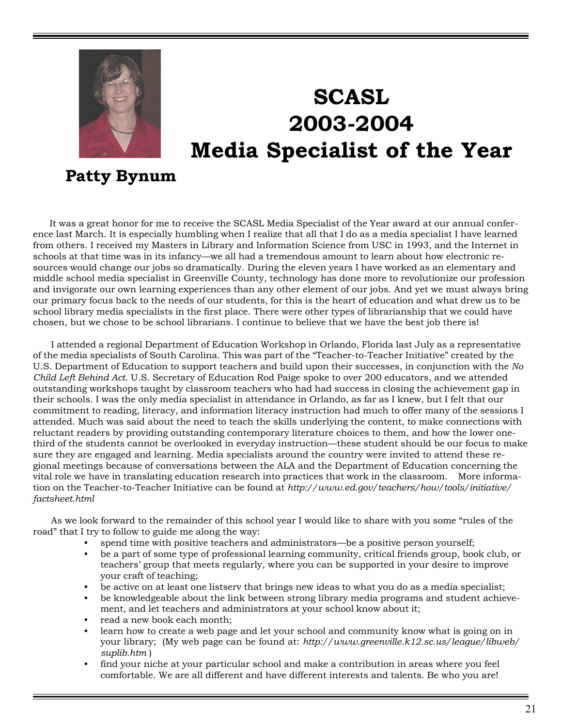# SCASL 2003-2004 Media Specialist of the Year

**Patty Bynum**

It was a great honor for me to receive the SCASL Media Specialist of the Year award at our annual conference last March. It is especially humbling when I realize that all that I do as a media specialist I have learned from others. I received my Masters in Library and Information Science from USC in 1993, and the Internet in schools at that time was in its infancy—we all had a tremendous amount to learn about how electronic resources would change our jobs so dramatically. During the eleven years I have worked as an elementary and middle school media specialist in Greenville County, technology has done more to revolutionize our profession and invigorate our own learning experiences than any other element of our jobs. And yet we must always bring our primary focus back to the needs of our students, for this is the heart of education and what drew us to be school library media specialists in the first place. There were other types of librarianship that we could have chosen, but we chose to be school librarians. I continue to believe that we have the best job there is!

I attended a regional Department of Education Workshop in Orlando, Florida last July as a representative of the media specialists of South Carolina. This was part of the "Teacher-to-Teacher Initiative" created by the U.S. Department of Education to support teachers and build upon their successes, in conjunction with the *No Child Left Behind Act*. U.S. Secretary of Education Rod Paige spoke to over 200 educators, and we attended outstanding workshops taught by classroom teachers who had had success in closing the achievement gap in their schools. I was the only media specialist in attendance in Orlando, as far as I knew, but I felt that our commitment to reading, literacy, and information literacy instruction had much to offer many of the sessions I attended. Much was said about the need to teach the skills underlying the content, to make connections with reluctant readers by providing outstanding contemporary literature choices to them, and how the lower one-third of the students cannot be overlooked in everyday instruction—these student should be our focus to make sure they are engaged and learning. Media specialists around the country were invited to attend these regional meetings because of conversations between the ALA and the Department of Education concerning the vital role we have in translating education research into practices that work in the classroom. More information on the Teacher-to-Teacher Initiative can be found at *http://www.ed.gov/teachers/how/tools/initiative/factsheet.html*

As we look forward to the remainder of this school year I would like to share with you some "rules of the road" that I try to follow to guide me along the way:

- spend time with positive teachers and administrators—be a positive person yourself;
- be a part of some type of professional learning community, critical friends group, book club, or teachers' group that meets regularly, where you can be supported in your desire to improve your craft of teaching;
- be active on at least one listserv that brings new ideas to what you do as a media specialist;
- be knowledgeable about the link between strong library media programs and student achievement, and let teachers and administrators at your school know about it;
- read a new book each month;
- learn how to create a web page and let your school and community know what is going on in your library; (My web page can be found at: *http://www.greenville.k12.sc.us/league/libweb/suplib.htm* )
- find your niche at your particular school and make a contribution in areas where you feel comfortable. We are all different and have different interests and talents. Be who you are!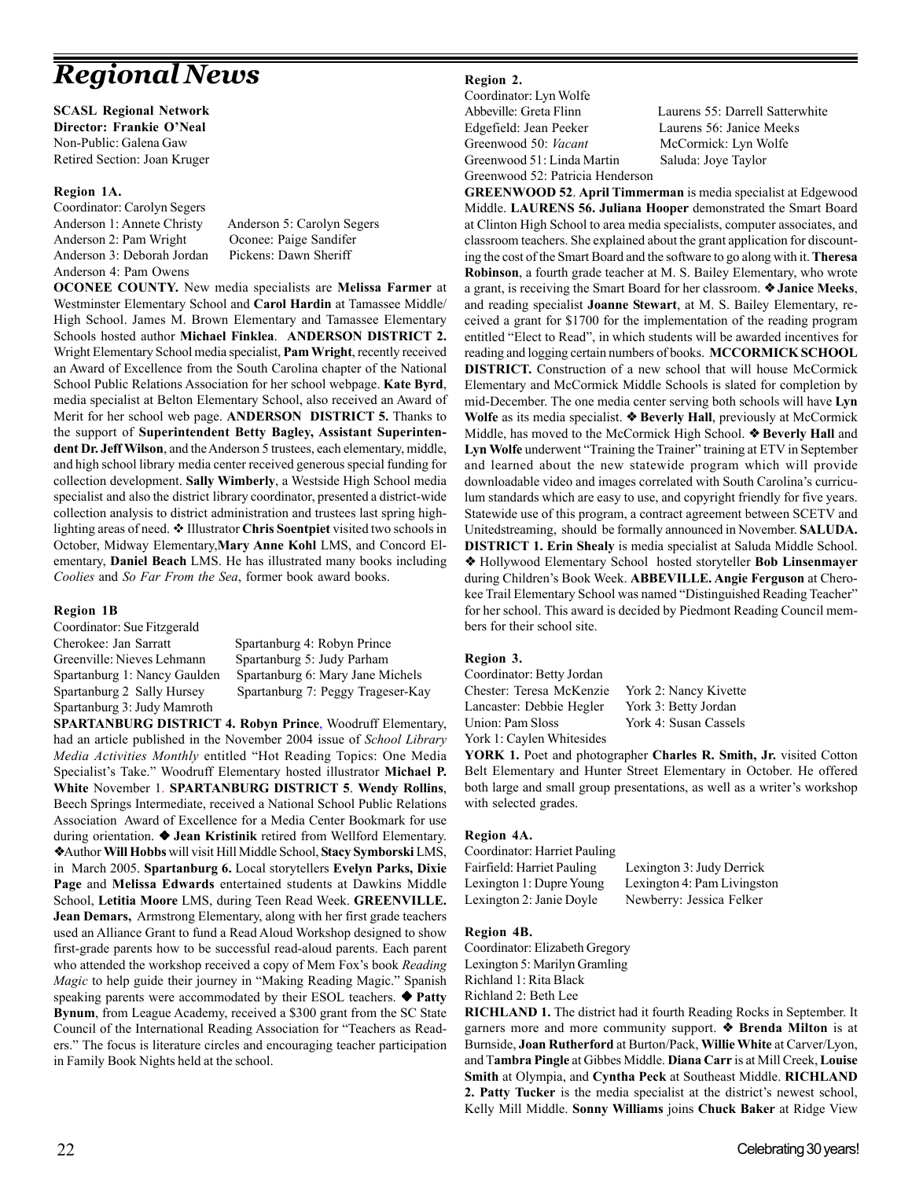# *Regional News*

**SCASL Regional Network**
**Director: Frankie O'Neal**
Non-Public: Galena Gaw
Retired Section: Joan Kruger

### Region 1A.

Coordinator: Carolyn Segers
Anderson 1: Annete Christy
Anderson 2: Pam Wright
Anderson 3: Deborah Jordan
Anderson 4: Pam Owens
Anderson 5: Carolyn Segers
Oconee: Paige Sandifer
Pickens: Dawn Sheriff

**OCONEE COUNTY.** New media specialists are **Melissa Farmer** at Westminster Elementary School and **Carol Hardin** at Tamassee Middle/ High School. James M. Brown Elementary and Tamassee Elementary Schools hosted author **Michael Finklea**. **ANDERSON DISTRICT 2.** Wright Elementary School media specialist, **Pam Wright**, recently received an Award of Excellence from the South Carolina chapter of the National School Public Relations Association for her school webpage. **Kate Byrd**, media specialist at Belton Elementary School, also received an Award of Merit for her school web page. **ANDERSON DISTRICT 5.** Thanks to the support of **Superintendent Betty Bagley, Assistant Superintendent Dr. Jeff Wilson**, and the Anderson 5 trustees, each elementary, middle, and high school library media center received generous special funding for collection development. **Sally Wimberly**, a Westside High School media specialist and also the district library coordinator, presented a district-wide collection analysis to district administration and trustees last spring highlighting areas of need. ❖ Illustrator **Chris Soentpiet** visited two schools in October, Midway Elementary,**Mary Anne Kohl** LMS, and Concord Elementary, **Daniel Beach** LMS. He has illustrated many books including *Coolies* and *So Far From the Sea*, former book award books.

### Region 1B

Coordinator: Sue Fitzgerald
Cherokee: Jan Sarratt
Greenville: Nieves Lehmann
Spartanburg 1: Nancy Gaulden
Spartanburg 2 Sally Hursey
Spartanburg 3: Judy Mamroth
Spartanburg 4: Robyn Prince
Spartanburg 5: Judy Parham
Spartanburg 6: Mary Jane Michels
Spartanburg 7: Peggy Trageser-Kay

**SPARTANBURG DISTRICT 4. Robyn Prince**, Woodruff Elementary, had an article published in the November 2004 issue of *School Library Media Activities Monthly* entitled "Hot Reading Topics: One Media Specialist's Take." Woodruff Elementary hosted illustrator **Michael P. White** November 1. **SPARTANBURG DISTRICT 5**. **Wendy Rollins**, Beech Springs Intermediate, received a National School Public Relations Association Award of Excellence for a Media Center Bookmark for use during orientation. ◆ **Jean Kristinik** retired from Wellford Elementary. ❖Author **Will Hobbs** will visit Hill Middle School, **Stacy Symborski** LMS, in March 2005. **Spartanburg 6.** Local storytellers **Evelyn Parks, Dixie Page** and **Melissa Edwards** entertained students at Dawkins Middle School, **Letitia Moore** LMS, during Teen Read Week. **GREENVILLE. Jean Demars,** Armstrong Elementary, along with her first grade teachers used an Alliance Grant to fund a Read Aloud Workshop designed to show first-grade parents how to be successful read-aloud parents. Each parent who attended the workshop received a copy of Mem Fox's book *Reading Magic* to help guide their journey in "Making Reading Magic." Spanish speaking parents were accommodated by their ESOL teachers. ◆ **Patty Bynum**, from League Academy, received a $300 grant from the SC State Council of the International Reading Association for "Teachers as Readers." The focus is literature circles and encouraging teacher participation in Family Book Nights held at the school.

### Region 2.

Coordinator: Lyn Wolfe
Abbeville: Greta Flinn
Edgefield: Jean Peeker
Greenwood 50: *Vacant*
Greenwood 51: Linda Martin
Greenwood 52: Patricia Henderson
Laurens 55: Darrell Satterwhite
Laurens 56: Janice Meeks
McCormick: Lyn Wolfe
Saluda: Joye Taylor

**GREENWOOD 52**. **April Timmerman** is media specialist at Edgewood Middle. **LAURENS 56. Juliana Hooper** demonstrated the Smart Board at Clinton High School to area media specialists, computer associates, and classroom teachers. She explained about the grant application for discounting the cost of the Smart Board and the software to go along with it. **Theresa Robinson**, a fourth grade teacher at M. S. Bailey Elementary, who wrote a grant, is receiving the Smart Board for her classroom. ❖ **Janice Meeks**, and reading specialist **Joanne Stewart**, at M. S. Bailey Elementary, received a grant for $1700 for the implementation of the reading program entitled "Elect to Read", in which students will be awarded incentives for reading and logging certain numbers of books. **MCCORMICK SCHOOL DISTRICT.** Construction of a new school that will house McCormick Elementary and McCormick Middle Schools is slated for completion by mid-December. The one media center serving both schools will have **Lyn Wolfe** as its media specialist. ❖ **Beverly Hall**, previously at McCormick Middle, has moved to the McCormick High School. ❖ **Beverly Hall** and **Lyn Wolfe** underwent "Training the Trainer" training at ETV in September and learned about the new statewide program which will provide downloadable video and images correlated with South Carolina's curriculum standards which are easy to use, and copyright friendly for five years. Statewide use of this program, a contract agreement between SCETV and Unitedstreaming, should be formally announced in November. **SALUDA. DISTRICT 1. Erin Shealy** is media specialist at Saluda Middle School. ❖ Hollywood Elementary School hosted storyteller **Bob Linsenmayer** during Children's Book Week. **ABBEVILLE. Angie Ferguson** at Cherokee Trail Elementary School was named "Distinguished Reading Teacher" for her school. This award is decided by Piedmont Reading Council members for their school site.

### Region 3.

Coordinator: Betty Jordan
Chester: Teresa McKenzie
Lancaster: Debbie Hegler
Union: Pam Sloss
York 1: Caylen Whitesides
York 2: Nancy Kivette
York 3: Betty Jordan
York 4: Susan Cassels

**YORK 1.** Poet and photographer **Charles R. Smith, Jr.** visited Cotton Belt Elementary and Hunter Street Elementary in October. He offered both large and small group presentations, as well as a writer's workshop with selected grades.

### Region 4A.

Coordinator: Harriet Pauling
Fairfield: Harriet Pauling
Lexington 1: Dupre Young
Lexington 2: Janie Doyle
Lexington 3: Judy Derrick
Lexington 4: Pam Livingston
Newberry: Jessica Felker

### Region 4B.

Coordinator: Elizabeth Gregory
Lexington 5: Marilyn Gramling
Richland 1: Rita Black
Richland 2: Beth Lee

**RICHLAND 1.** The district had it fourth Reading Rocks in September. It garners more and more community support. ❖ **Brenda Milton** is at Burnside, **Joan Rutherford** at Burton/Pack, **Willie White** at Carver/Lyon, and T**ambra Pingle** at Gibbes Middle. **Diana Carr** is at Mill Creek, **Louise Smith** at Olympia, and **Cyntha Peck** at Southeast Middle. **RICHLAND 2. Patty Tucker** is the media specialist at the district's newest school, Kelly Mill Middle. **Sonny Williams** joins **Chuck Baker** at Ridge View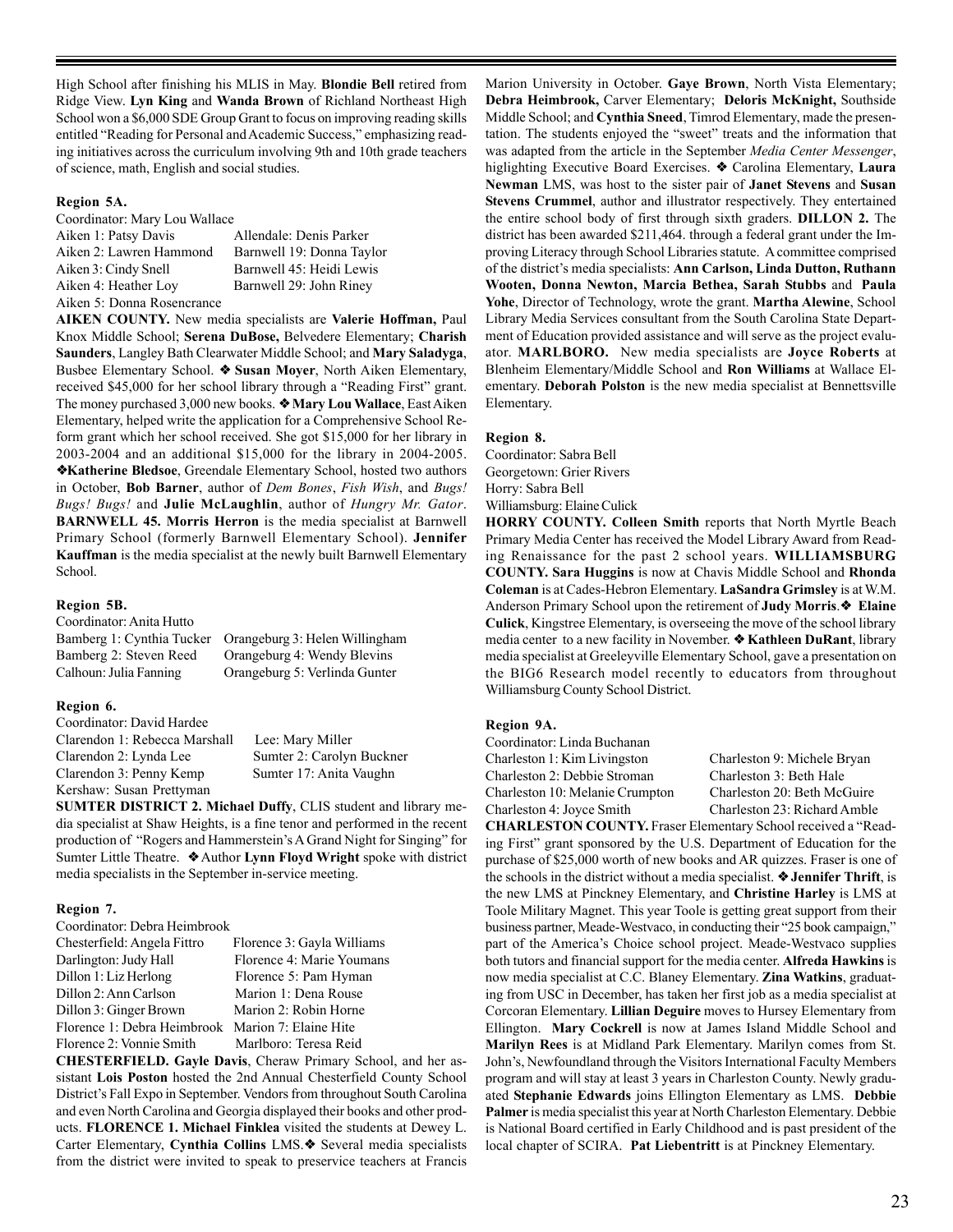High School after finishing his MLIS in May. **Blondie Bell** retired from Ridge View. **Lyn King** and **Wanda Brown** of Richland Northeast High School won a $6,000 SDE Group Grant to focus on improving reading skills entitled "Reading for Personal and Academic Success," emphasizing reading initiatives across the curriculum involving 9th and 10th grade teachers of science, math, English and social studies.

**Region 5A.**

Coordinator: Mary Lou Wallace

| | |
|---|---|
| Aiken 1: Patsy Davis | Allendale: Denis Parker |
| Aiken 2: Lawren Hammond | Barnwell 19: Donna Taylor |
| Aiken 3: Cindy Snell | Barnwell 45: Heidi Lewis |
| Aiken 4: Heather Loy | Barnwell 29: John Riney |
| Aiken 5: Donna Rosencrance | |

**AIKEN COUNTY.** New media specialists are **Valerie Hoffman,** Paul Knox Middle School; **Serena DuBose,** Belvedere Elementary; **Charish Saunders**, Langley Bath Clearwater Middle School; and **Mary Saladyga**, Busbee Elementary School. ❖ **Susan Moyer**, North Aiken Elementary, received $45,000 for her school library through a "Reading First" grant. The money purchased 3,000 new books. ❖ **Mary Lou Wallace**, East Aiken Elementary, helped write the application for a Comprehensive School Reform grant which her school received. She got $15,000 for her library in 2003-2004 and an additional $15,000 for the library in 2004-2005. ❖**Katherine Bledsoe**, Greendale Elementary School, hosted two authors in October, **Bob Barner**, author of *Dem Bones*, *Fish Wish*, and *Bugs! Bugs! Bugs!* and **Julie McLaughlin**, author of *Hungry Mr. Gator*. **BARNWELL 45. Morris Herron** is the media specialist at Barnwell Primary School (formerly Barnwell Elementary School). **Jennifer Kauffman** is the media specialist at the newly built Barnwell Elementary School.

**Region 5B.**

Coordinator: Anita Hutto

| | |
|---|---|
| Bamberg 1: Cynthia Tucker | Orangeburg 3: Helen Willingham |
| Bamberg 2: Steven Reed | Orangeburg 4: Wendy Blevins |
| Calhoun: Julia Fanning | Orangeburg 5: Verlinda Gunter |

**Region 6.**

Coordinator: David Hardee

| | |
|---|---|
| Clarendon 1: Rebecca Marshall | Lee: Mary Miller |
| Clarendon 2: Lynda Lee | Sumter 2: Carolyn Buckner |
| Clarendon 3: Penny Kemp | Sumter 17: Anita Vaughn |
| Kershaw: Susan Prettyman | |

**SUMTER DISTRICT 2. Michael Duffy**, CLIS student and library media specialist at Shaw Heights, is a fine tenor and performed in the recent production of "Rogers and Hammerstein's A Grand Night for Singing" for Sumter Little Theatre. ❖ Author **Lynn Floyd Wright** spoke with district media specialists in the September in-service meeting.

**Region 7.**

Coordinator: Debra Heimbrook

| | |
|---|---|
| Chesterfield: Angela Fittro | Florence 3: Gayla Williams |
| Darlington: Judy Hall | Florence 4: Marie Youmans |
| Dillon 1: Liz Herlong | Florence 5: Pam Hyman |
| Dillon 2: Ann Carlson | Marion 1: Dena Rouse |
| Dillon 3: Ginger Brown | Marion 2: Robin Horne |
| Florence 1: Debra Heimbrook | Marion 7: Elaine Hite |
| Florence 2: Vonnie Smith | Marlboro: Teresa Reid |

**CHESTERFIELD. Gayle Davis**, Cheraw Primary School, and her assistant **Lois Poston** hosted the 2nd Annual Chesterfield County School District's Fall Expo in September. Vendors from throughout South Carolina and even North Carolina and Georgia displayed their books and other products. **FLORENCE 1. Michael Finklea** visited the students at Dewey L. Carter Elementary, **Cynthia Collins** LMS.❖ Several media specialists from the district were invited to speak to preservice teachers at Francis Marion University in October. **Gaye Brown**, North Vista Elementary; **Debra Heimbrook,** Carver Elementary; **Deloris McKnight,** Southside Middle School; and **Cynthia Sneed**, Timrod Elementary, made the presentation. The students enjoyed the "sweet" treats and the information that was adapted from the article in the September *Media Center Messenger*, higlighting Executive Board Exercises. ❖ Carolina Elementary, **Laura Newman** LMS, was host to the sister pair of **Janet Stevens** and **Susan Stevens Crummel**, author and illustrator respectively. They entertained the entire school body of first through sixth graders. **DILLON 2.** The district has been awarded $211,464. through a federal grant under the Improving Literacy through School Libraries statute. A committee comprised of the district's media specialists: **Ann Carlson, Linda Dutton, Ruthann Wooten, Donna Newton, Marcia Bethea, Sarah Stubbs** and **Paula Yohe**, Director of Technology, wrote the grant. **Martha Alewine**, School Library Media Services consultant from the South Carolina State Department of Education provided assistance and will serve as the project evaluator. **MARLBORO.** New media specialists are **Joyce Roberts** at Blenheim Elementary/Middle School and **Ron Williams** at Wallace Elementary. **Deborah Polston** is the new media specialist at Bennettsville Elementary.

**Region 8.**

Coordinator: Sabra Bell

Georgetown: Grier Rivers

Horry: Sabra Bell

Williamsburg: Elaine Culick

**HORRY COUNTY. Colleen Smith** reports that North Myrtle Beach Primary Media Center has received the Model Library Award from Reading Renaissance for the past 2 school years. **WILLIAMSBURG COUNTY. Sara Huggins** is now at Chavis Middle School and **Rhonda Coleman** is at Cades-Hebron Elementary. **LaSandra Grimsley** is at W.M. Anderson Primary School upon the retirement of **Judy Morris**.❖ **Elaine Culick**, Kingstree Elementary, is overseeing the move of the school library media center to a new facility in November. ❖ **Kathleen DuRant**, library media specialist at Greeleyville Elementary School, gave a presentation on the BIG6 Research model recently to educators from throughout Williamsburg County School District.

**Region 9A.**

Coordinator: Linda Buchanan

| | |
|---|---|
| Charleston 1: Kim Livingston | Charleston 9: Michele Bryan |
| Charleston 2: Debbie Stroman | Charleston 3: Beth Hale |
| Charleston 10: Melanie Crumpton | Charleston 20: Beth McGuire |
| Charleston 4: Joyce Smith | Charleston 23: Richard Amble |

**CHARLESTON COUNTY.** Fraser Elementary School received a "Reading First" grant sponsored by the U.S. Department of Education for the purchase of $25,000 worth of new books and AR quizzes. Fraser is one of the schools in the district without a media specialist. ❖ **Jennifer Thrift**, is the new LMS at Pinckney Elementary, and **Christine Harley** is LMS at Toole Military Magnet. This year Toole is getting great support from their business partner, Meade-Westvaco, in conducting their "25 book campaign," part of the America's Choice school project. Meade-Westvaco supplies both tutors and financial support for the media center. **Alfreda Hawkins** is now media specialist at C.C. Blaney Elementary. **Zina Watkins**, graduating from USC in December, has taken her first job as a media specialist at Corcoran Elementary. **Lillian Deguire** moves to Hursey Elementary from Ellington. **Mary Cockrell** is now at James Island Middle School and **Marilyn Rees** is at Midland Park Elementary. Marilyn comes from St. John's, Newfoundland through the Visitors International Faculty Members program and will stay at least 3 years in Charleston County. Newly graduated **Stephanie Edwards** joins Ellington Elementary as LMS. **Debbie Palmer** is media specialist this year at North Charleston Elementary. Debbie is National Board certified in Early Childhood and is past president of the local chapter of SCIRA. **Pat Liebentritt** is at Pinckney Elementary.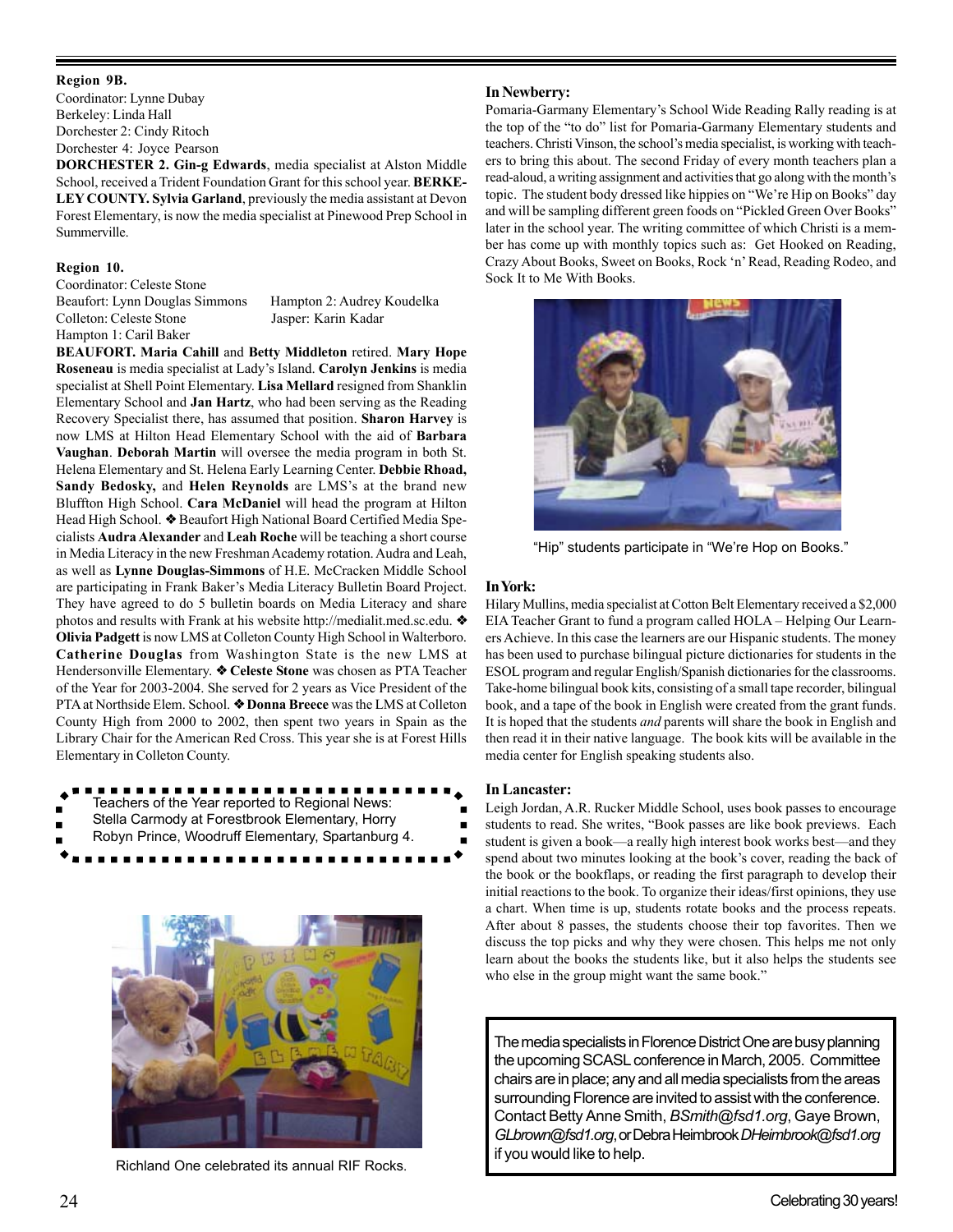**Region 9B.**

Coordinator: Lynne Dubay
Berkeley: Linda Hall
Dorchester 2: Cindy Ritoch
Dorchester 4: Joyce Pearson

**DORCHESTER 2. Gin-g Edwards**, media specialist at Alston Middle School, received a Trident Foundation Grant for this school year. **BERKELEY COUNTY. Sylvia Garland**, previously the media assistant at Devon Forest Elementary, is now the media specialist at Pinewood Prep School in Summerville.

**Region 10.**

Coordinator: Celeste Stone
Beaufort: Lynn Douglas Simmons
Hampton 2: Audrey Koudelka
Colleton: Celeste Stone
Jasper: Karin Kadar
Hampton 1: Caril Baker

**BEAUFORT. Maria Cahill** and **Betty Middleton** retired. **Mary Hope Roseneau** is media specialist at Lady's Island. **Carolyn Jenkins** is media specialist at Shell Point Elementary. **Lisa Mellard** resigned from Shanklin Elementary School and **Jan Hartz**, who had been serving as the Reading Recovery Specialist there, has assumed that position. **Sharon Harvey** is now LMS at Hilton Head Elementary School with the aid of **Barbara Vaughan**. **Deborah Martin** will oversee the media program in both St. Helena Elementary and St. Helena Early Learning Center. **Debbie Rhoad, Sandy Bedosky,** and **Helen Reynolds** are LMS's at the brand new Bluffton High School. **Cara McDaniel** will head the program at Hilton Head High School. ❖ Beaufort High National Board Certified Media Specialists **Audra Alexander** and **Leah Roche** will be teaching a short course in Media Literacy in the new Freshman Academy rotation. Audra and Leah, as well as **Lynne Douglas-Simmons** of H.E. McCracken Middle School are participating in Frank Baker's Media Literacy Bulletin Board Project. They have agreed to do 5 bulletin boards on Media Literacy and share photos and results with Frank at his website http://medialit.med.sc.edu. ❖ **Olivia Padgett** is now LMS at Colleton County High School in Walterboro. **Catherine Douglas** from Washington State is the new LMS at Hendersonville Elementary. ❖ **Celeste Stone** was chosen as PTA Teacher of the Year for 2003-2004. She served for 2 years as Vice President of the PTA at Northside Elem. School. ❖ **Donna Breece** was the LMS at Colleton County High from 2000 to 2002, then spent two years in Spain as the Library Chair for the American Red Cross. This year she is at Forest Hills Elementary in Colleton County.

Teachers of the Year reported to Regional News:
Stella Carmody at Forestbrook Elementary, Horry
Robyn Prince, Woodruff Elementary, Spartanburg 4.

Richland One celebrated its annual RIF Rocks.

**In Newberry:**

Pomaria-Garmany Elementary's School Wide Reading Rally reading is at the top of the "to do" list for Pomaria-Garmany Elementary students and teachers. Christi Vinson, the school's media specialist, is working with teachers to bring this about. The second Friday of every month teachers plan a read-aloud, a writing assignment and activities that go along with the month's topic. The student body dressed like hippies on "We're Hip on Books" day and will be sampling different green foods on "Pickled Green Over Books" later in the school year. The writing committee of which Christi is a member has come up with monthly topics such as: Get Hooked on Reading, Crazy About Books, Sweet on Books, Rock 'n' Read, Reading Rodeo, and Sock It to Me With Books.

"Hip" students participate in "We're Hop on Books."

**In York:**

Hilary Mullins, media specialist at Cotton Belt Elementary received a $2,000 EIA Teacher Grant to fund a program called HOLA – Helping Our Learners Achieve. In this case the learners are our Hispanic students. The money has been used to purchase bilingual picture dictionaries for students in the ESOL program and regular English/Spanish dictionaries for the classrooms. Take-home bilingual book kits, consisting of a small tape recorder, bilingual book, and a tape of the book in English were created from the grant funds. It is hoped that the students *and* parents will share the book in English and then read it in their native language. The book kits will be available in the media center for English speaking students also.

**In Lancaster:**

Leigh Jordan, A.R. Rucker Middle School, uses book passes to encourage students to read. She writes, "Book passes are like book previews. Each student is given a book—a really high interest book works best—and they spend about two minutes looking at the book's cover, reading the back of the book or the bookflaps, or reading the first paragraph to develop their initial reactions to the book. To organize their ideas/first opinions, they use a chart. When time is up, students rotate books and the process repeats. After about 8 passes, the students choose their top favorites. Then we discuss the top picks and why they were chosen. This helps me not only learn about the books the students like, but it also helps the students see who else in the group might want the same book."

The media specialists in Florence District One are busy planning the upcoming SCASL conference in March, 2005. Committee chairs are in place; any and all media specialists from the areas surrounding Florence are invited to assist with the conference. Contact Betty Anne Smith, *BSmith@fsd1.org*, Gaye Brown, *GLbrown@fsd1.org*, or Debra Heimbrook *DHeimbrook@fsd1.org* if you would like to help.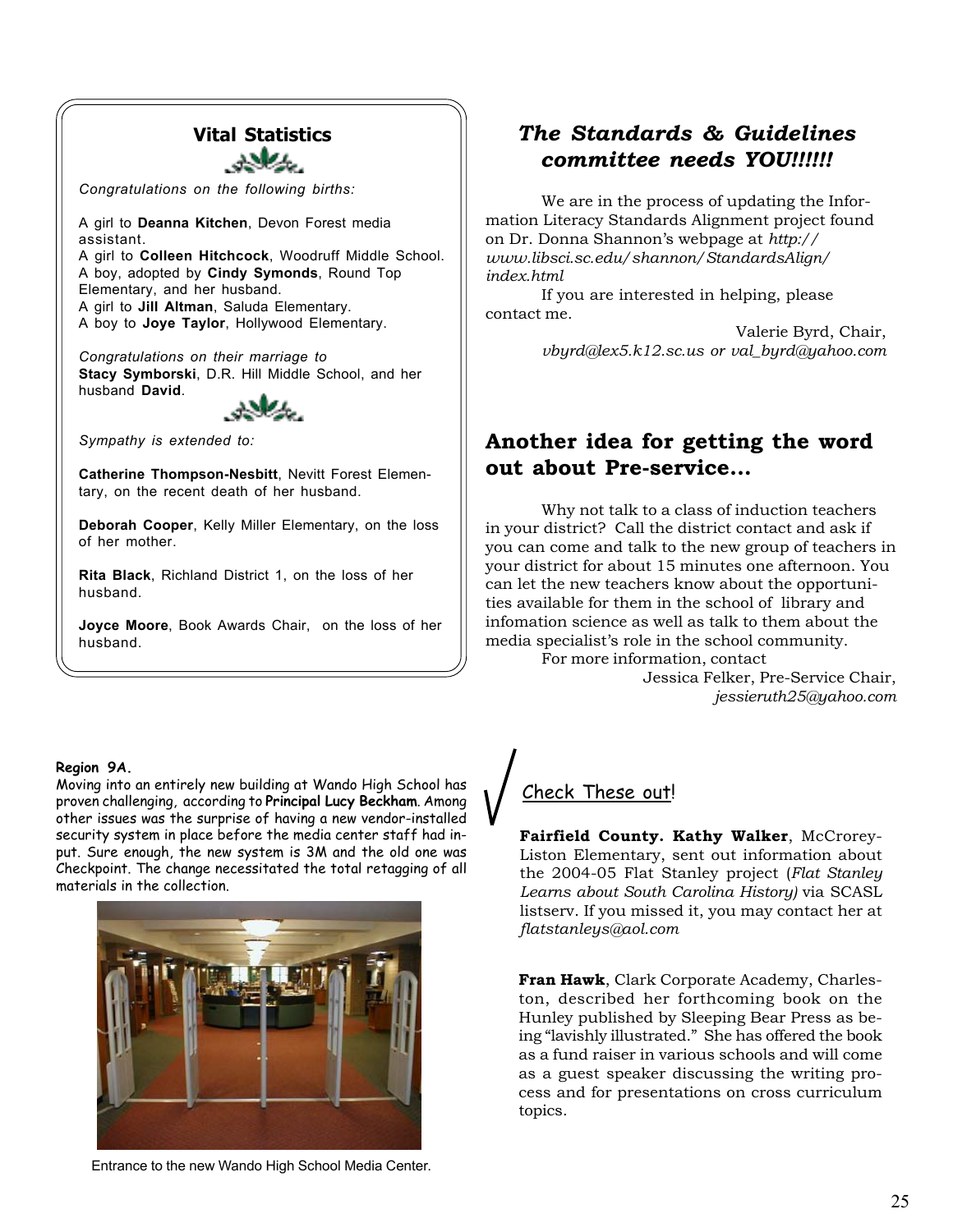## Vital Statistics

*Congratulations on the following births:*

A girl to **Deanna Kitchen**, Devon Forest media assistant.
A girl to **Colleen Hitchcock**, Woodruff Middle School.
A boy, adopted by **Cindy Symonds**, Round Top Elementary, and her husband.
A girl to **Jill Altman**, Saluda Elementary.
A boy to **Joye Taylor**, Hollywood Elementary.

*Congratulations on their marriage to*
**Stacy Symborski**, D.R. Hill Middle School, and her husband **David**.

*Sympathy is extended to:*

**Catherine Thompson-Nesbitt**, Nevitt Forest Elementary, on the recent death of her husband.

**Deborah Cooper**, Kelly Miller Elementary, on the loss of her mother.

**Rita Black**, Richland District 1, on the loss of her husband.

**Joyce Moore**, Book Awards Chair, on the loss of her husband.

## *The Standards & Guidelines committee needs YOU!!!!!!*

We are in the process of updating the Information Literacy Standards Alignment project found on Dr. Donna Shannon's webpage at *http://www.libsci.sc.edu/shannon/StandardsAlign/index.html*

If you are interested in helping, please contact me.

Valerie Byrd, Chair,
*vbyrd@lex5.k12.sc.us or val_byrd@yahoo.com*

## Another idea for getting the word out about Pre-service...

Why not talk to a class of induction teachers in your district? Call the district contact and ask if you can come and talk to the new group of teachers in your district for about 15 minutes one afternoon. You can let the new teachers know about the opportunities available for them in the school of library and infomation science as well as talk to them about the media specialist's role in the school community.

For more information, contact
Jessica Felker, Pre-Service Chair,
*jessieruth25@yahoo.com*

**Region 9A.**
Moving into an entirely new building at Wando High School has proven challenging, according to **Principal Lucy Beckham**. Among other issues was the surprise of having a new vendor-installed security system in place before the media center staff had input. Sure enough, the new system is 3M and the old one was Checkpoint. The change necessitated the total retagging of all materials in the collection.

Entrance to the new Wando High School Media Center.

## Check These out!

**Fairfield County. Kathy Walker**, McCrorey-Liston Elementary, sent out information about the 2004-05 Flat Stanley project (*Flat Stanley Learns about South Carolina History)* via SCASL listserv. If you missed it, you may contact her at *flatstanleys@aol.com*

**Fran Hawk**, Clark Corporate Academy, Charleston, described her forthcoming book on the Hunley published by Sleeping Bear Press as being "lavishly illustrated." She has offered the book as a fund raiser in various schools and will come as a guest speaker discussing the writing process and for presentations on cross curriculum topics.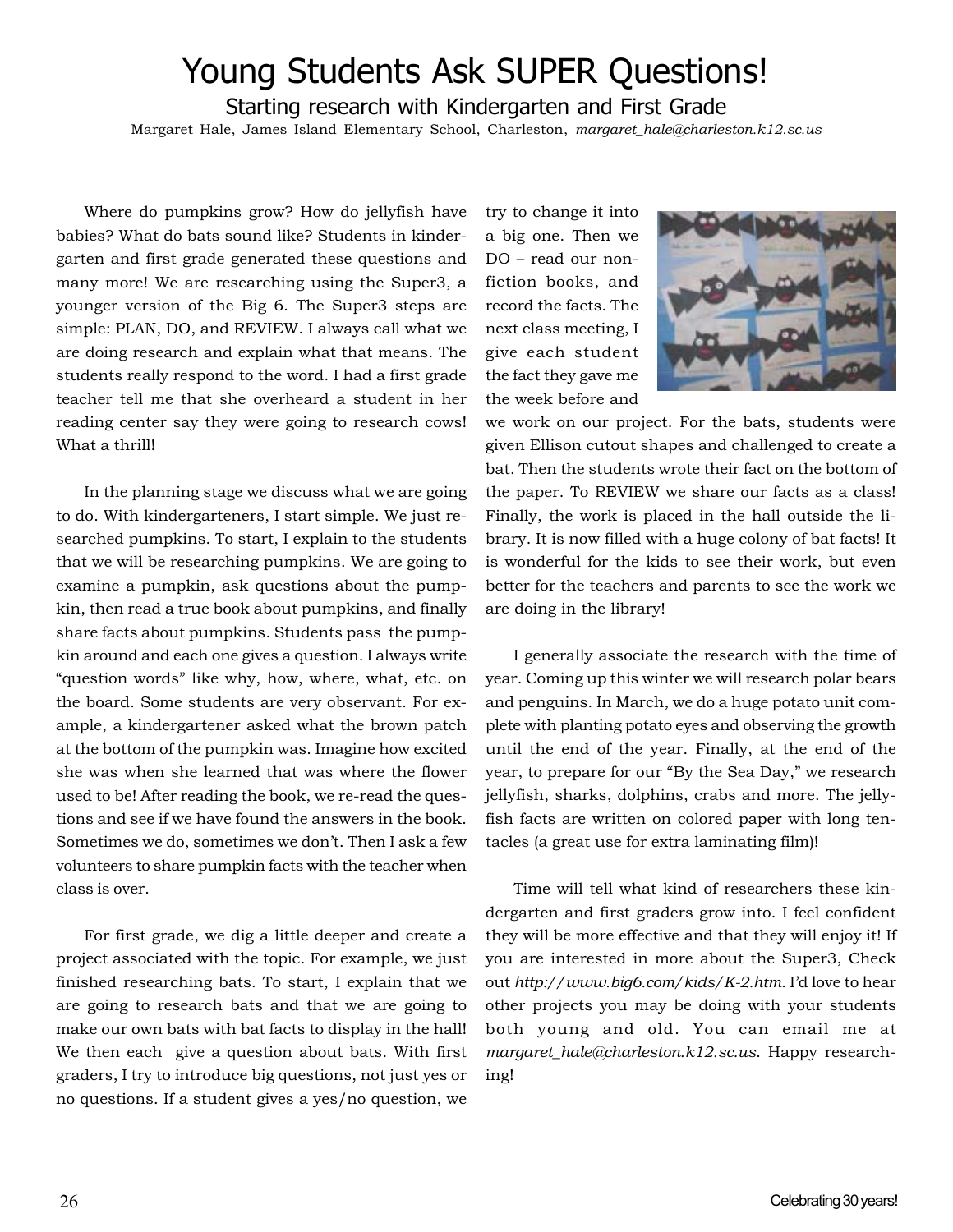# Young Students Ask SUPER Questions!

## Starting research with Kindergarten and First Grade

Margaret Hale, James Island Elementary School, Charleston, *margaret_hale@charleston.k12.sc.us*

Where do pumpkins grow? How do jellyfish have babies? What do bats sound like? Students in kindergarten and first grade generated these questions and many more! We are researching using the Super3, a younger version of the Big 6. The Super3 steps are simple: PLAN, DO, and REVIEW. I always call what we are doing research and explain what that means. The students really respond to the word. I had a first grade teacher tell me that she overheard a student in her reading center say they were going to research cows! What a thrill!

In the planning stage we discuss what we are going to do. With kindergarteners, I start simple. We just researched pumpkins. To start, I explain to the students that we will be researching pumpkins. We are going to examine a pumpkin, ask questions about the pumpkin, then read a true book about pumpkins, and finally share facts about pumpkins. Students pass the pumpkin around and each one gives a question. I always write "question words" like why, how, where, what, etc. on the board. Some students are very observant. For example, a kindergartener asked what the brown patch at the bottom of the pumpkin was. Imagine how excited she was when she learned that was where the flower used to be! After reading the book, we re-read the questions and see if we have found the answers in the book. Sometimes we do, sometimes we don't. Then I ask a few volunteers to share pumpkin facts with the teacher when class is over.

For first grade, we dig a little deeper and create a project associated with the topic. For example, we just finished researching bats. To start, I explain that we are going to research bats and that we are going to make our own bats with bat facts to display in the hall! We then each give a question about bats. With first graders, I try to introduce big questions, not just yes or no questions. If a student gives a yes/no question, we try to change it into a big one. Then we DO – read our nonfiction books, and record the facts. The next class meeting, I give each student the fact they gave me the week before and we work on our project. For the bats, students were given Ellison cutout shapes and challenged to create a bat. Then the students wrote their fact on the bottom of the paper. To REVIEW we share our facts as a class! Finally, the work is placed in the hall outside the library. It is now filled with a huge colony of bat facts! It is wonderful for the kids to see their work, but even better for the teachers and parents to see the work we are doing in the library!

I generally associate the research with the time of year. Coming up this winter we will research polar bears and penguins. In March, we do a huge potato unit complete with planting potato eyes and observing the growth until the end of the year. Finally, at the end of the year, to prepare for our "By the Sea Day," we research jellyfish, sharks, dolphins, crabs and more. The jellyfish facts are written on colored paper with long tentacles (a great use for extra laminating film)!

Time will tell what kind of researchers these kindergarten and first graders grow into. I feel confident they will be more effective and that they will enjoy it! If you are interested in more about the Super3, Check out *http://www.big6.com/kids/K-2.htm*. I'd love to hear other projects you may be doing with your students both young and old. You can email me at *margaret_hale@charleston.k12.sc.us*. Happy researching!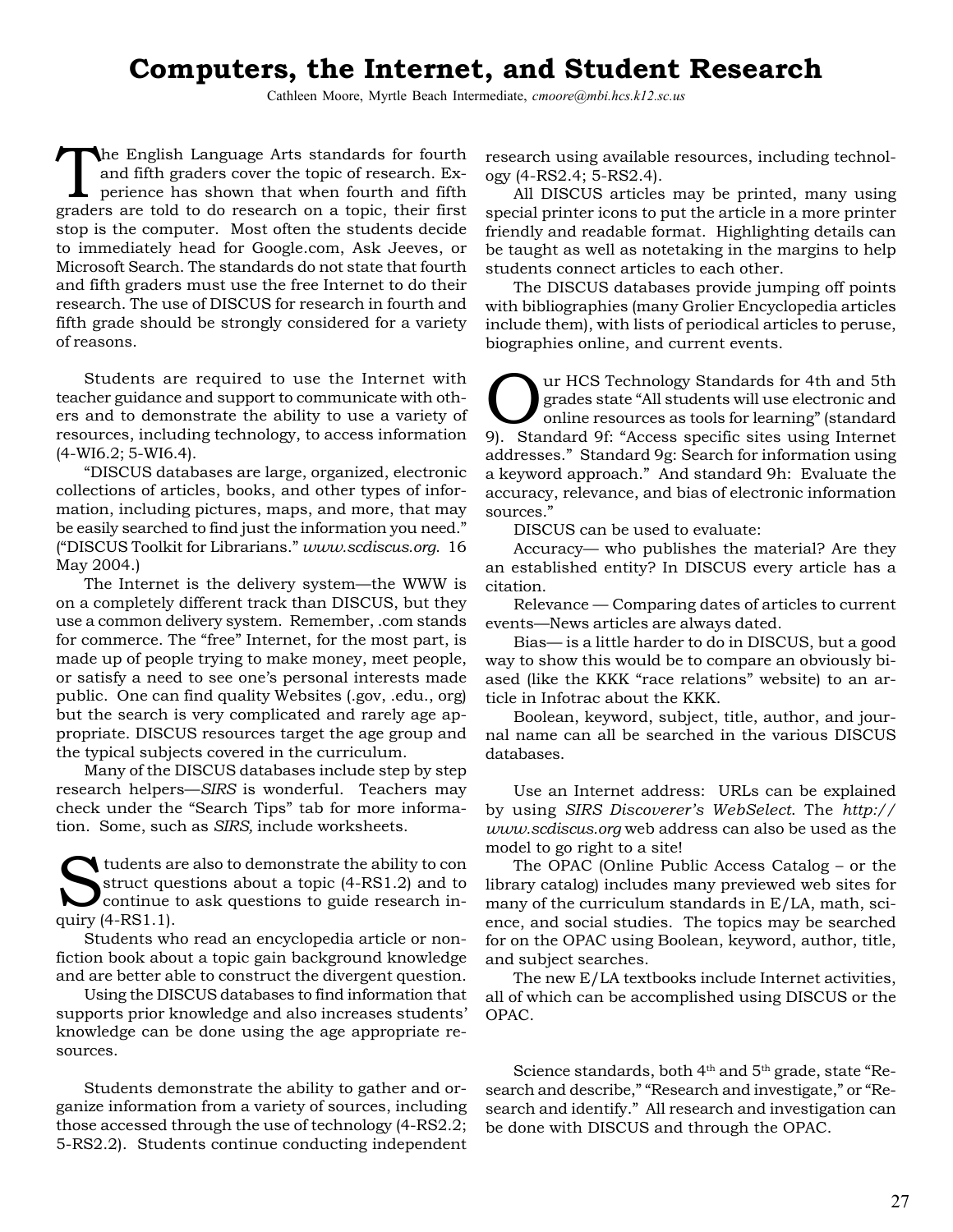# Computers, the Internet, and Student Research

Cathleen Moore, Myrtle Beach Intermediate, *cmoore@mbi.hcs.k12.sc.us*

The English Language Arts standards for fourth and fifth graders cover the topic of research. Experience has shown that when fourth and fifth graders are told to do research on a topic, their first stop is the computer. Most often the students decide to immediately head for Google.com, Ask Jeeves, or Microsoft Search. The standards do not state that fourth and fifth graders must use the free Internet to do their research. The use of DISCUS for research in fourth and fifth grade should be strongly considered for a variety of reasons.

Students are required to use the Internet with teacher guidance and support to communicate with others and to demonstrate the ability to use a variety of resources, including technology, to access information (4-WI6.2; 5-WI6.4).

"DISCUS databases are large, organized, electronic collections of articles, books, and other types of information, including pictures, maps, and more, that may be easily searched to find just the information you need." ("DISCUS Toolkit for Librarians." *www.scdiscus.org*. 16 May 2004.)

The Internet is the delivery system—the WWW is on a completely different track than DISCUS, but they use a common delivery system. Remember, .com stands for commerce. The "free" Internet, for the most part, is made up of people trying to make money, meet people, or satisfy a need to see one's personal interests made public. One can find quality Websites (.gov, .edu., org) but the search is very complicated and rarely age appropriate. DISCUS resources target the age group and the typical subjects covered in the curriculum.

Many of the DISCUS databases include step by step research helpers—*SIRS* is wonderful. Teachers may check under the "Search Tips" tab for more information. Some, such as *SIRS,* include worksheets.

Students are also to demonstrate the ability to construct questions about a topic (4-RS1.2) and to continue to ask questions to guide research inquiry (4-RS1.1).

Students who read an encyclopedia article or nonfiction book about a topic gain background knowledge and are better able to construct the divergent question.

Using the DISCUS databases to find information that supports prior knowledge and also increases students' knowledge can be done using the age appropriate resources.

Students demonstrate the ability to gather and organize information from a variety of sources, including those accessed through the use of technology (4-RS2.2; 5-RS2.2). Students continue conducting independent research using available resources, including technology (4-RS2.4; 5-RS2.4).

All DISCUS articles may be printed, many using special printer icons to put the article in a more printer friendly and readable format. Highlighting details can be taught as well as notetaking in the margins to help students connect articles to each other.

The DISCUS databases provide jumping off points with bibliographies (many Grolier Encyclopedia articles include them), with lists of periodical articles to peruse, biographies online, and current events.

Our HCS Technology Standards for 4th and 5th grades state "All students will use electronic and online resources as tools for learning" (standard 9). Standard 9f: "Access specific sites using Internet addresses." Standard 9g: Search for information using a keyword approach." And standard 9h: Evaluate the accuracy, relevance, and bias of electronic information sources."

DISCUS can be used to evaluate:

Accuracy— who publishes the material? Are they an established entity? In DISCUS every article has a citation.

Relevance — Comparing dates of articles to current events—News articles are always dated.

Bias— is a little harder to do in DISCUS, but a good way to show this would be to compare an obviously biased (like the KKK "race relations" website) to an article in Infotrac about the KKK.

Boolean, keyword, subject, title, author, and journal name can all be searched in the various DISCUS databases.

Use an Internet address: URLs can be explained by using *SIRS Discoverer's WebSelect*. The *http://www.scdiscus.org* web address can also be used as the model to go right to a site!

The OPAC (Online Public Access Catalog – or the library catalog) includes many previewed web sites for many of the curriculum standards in E/LA, math, science, and social studies. The topics may be searched for on the OPAC using Boolean, keyword, author, title, and subject searches.

The new E/LA textbooks include Internet activities, all of which can be accomplished using DISCUS or the OPAC.

Science standards, both 4th and 5th grade, state "Research and describe," "Research and investigate," or "Research and identify." All research and investigation can be done with DISCUS and through the OPAC.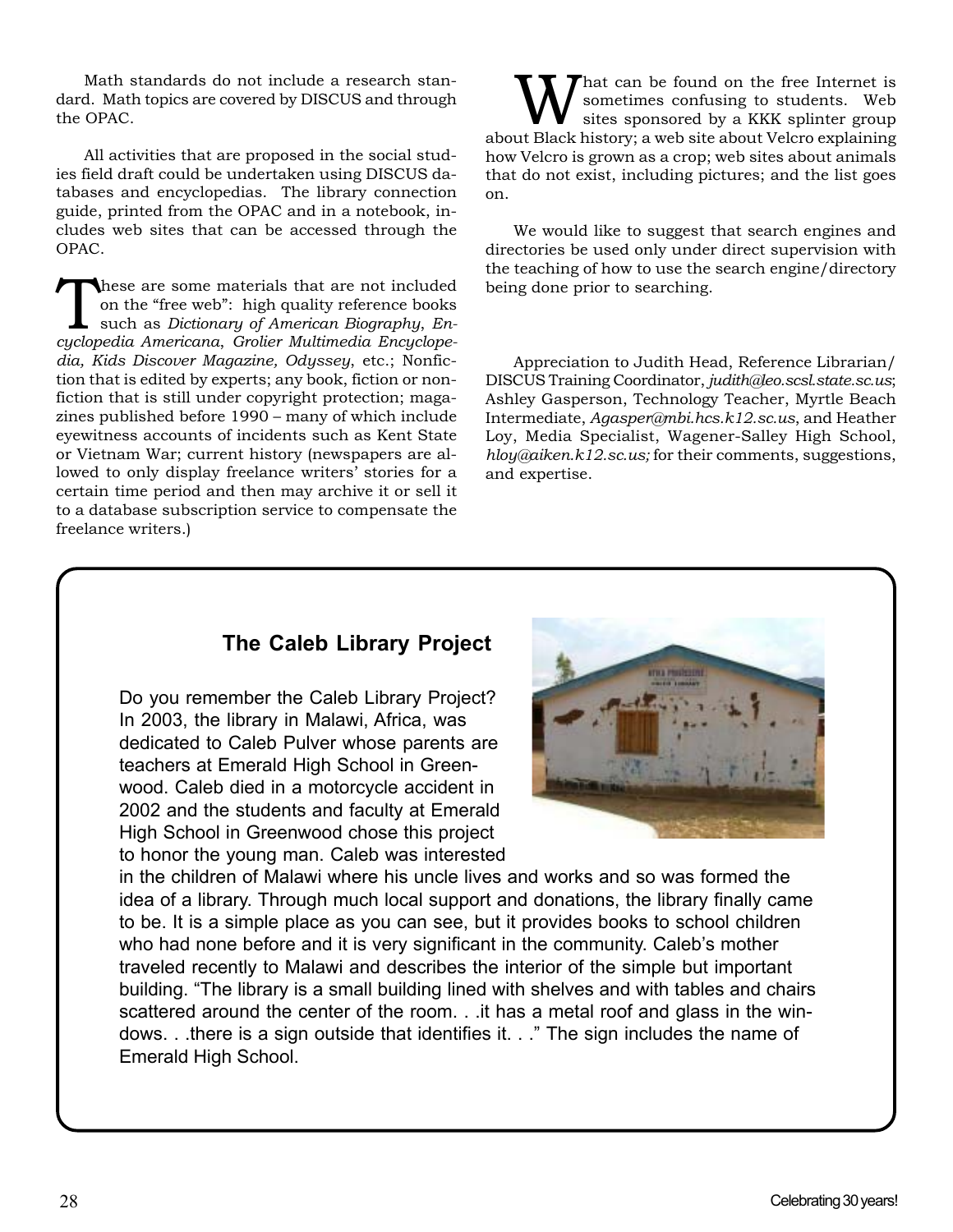Math standards do not include a research standard. Math topics are covered by DISCUS and through the OPAC.

All activities that are proposed in the social studies field draft could be undertaken using DISCUS databases and encyclopedias. The library connection guide, printed from the OPAC and in a notebook, includes web sites that can be accessed through the OPAC.

These are some materials that are not included on the "free web": high quality reference books such as *Dictionary of American Biography*, *Encyclopedia Americana*, *Grolier Multimedia Encyclopedia, Kids Discover Magazine, Odyssey*, etc.; Nonfiction that is edited by experts; any book, fiction or nonfiction that is still under copyright protection; magazines published before 1990 – many of which include eyewitness accounts of incidents such as Kent State or Vietnam War; current history (newspapers are allowed to only display freelance writers' stories for a certain time period and then may archive it or sell it to a database subscription service to compensate the freelance writers.)

What can be found on the free Internet is sometimes confusing to students. Web sites sponsored by a KKK splinter group about Black history; a web site about Velcro explaining how Velcro is grown as a crop; web sites about animals that do not exist, including pictures; and the list goes on.

We would like to suggest that search engines and directories be used only under direct supervision with the teaching of how to use the search engine/directory being done prior to searching.

Appreciation to Judith Head, Reference Librarian/ DISCUS Training Coordinator, *judith@leo.scsl.state.sc.us*; Ashley Gasperson, Technology Teacher, Myrtle Beach Intermediate, *Agasper@mbi.hcs.k12.sc.us*, and Heather Loy, Media Specialist, Wagener-Salley High School, *hloy@aiken.k12.sc.us;* for their comments, suggestions, and expertise.

## The Caleb Library Project

Do you remember the Caleb Library Project? In 2003, the library in Malawi, Africa, was dedicated to Caleb Pulver whose parents are teachers at Emerald High School in Greenwood. Caleb died in a motorcycle accident in 2002 and the students and faculty at Emerald High School in Greenwood chose this project to honor the young man. Caleb was interested in the children of Malawi where his uncle lives and works and so was formed the idea of a library. Through much local support and donations, the library finally came to be. It is a simple place as you can see, but it provides books to school children who had none before and it is very significant in the community. Caleb's mother traveled recently to Malawi and describes the interior of the simple but important building. "The library is a small building lined with shelves and with tables and chairs scattered around the center of the room. . .it has a metal roof and glass in the windows. . .there is a sign outside that identifies it. . ." The sign includes the name of Emerald High School.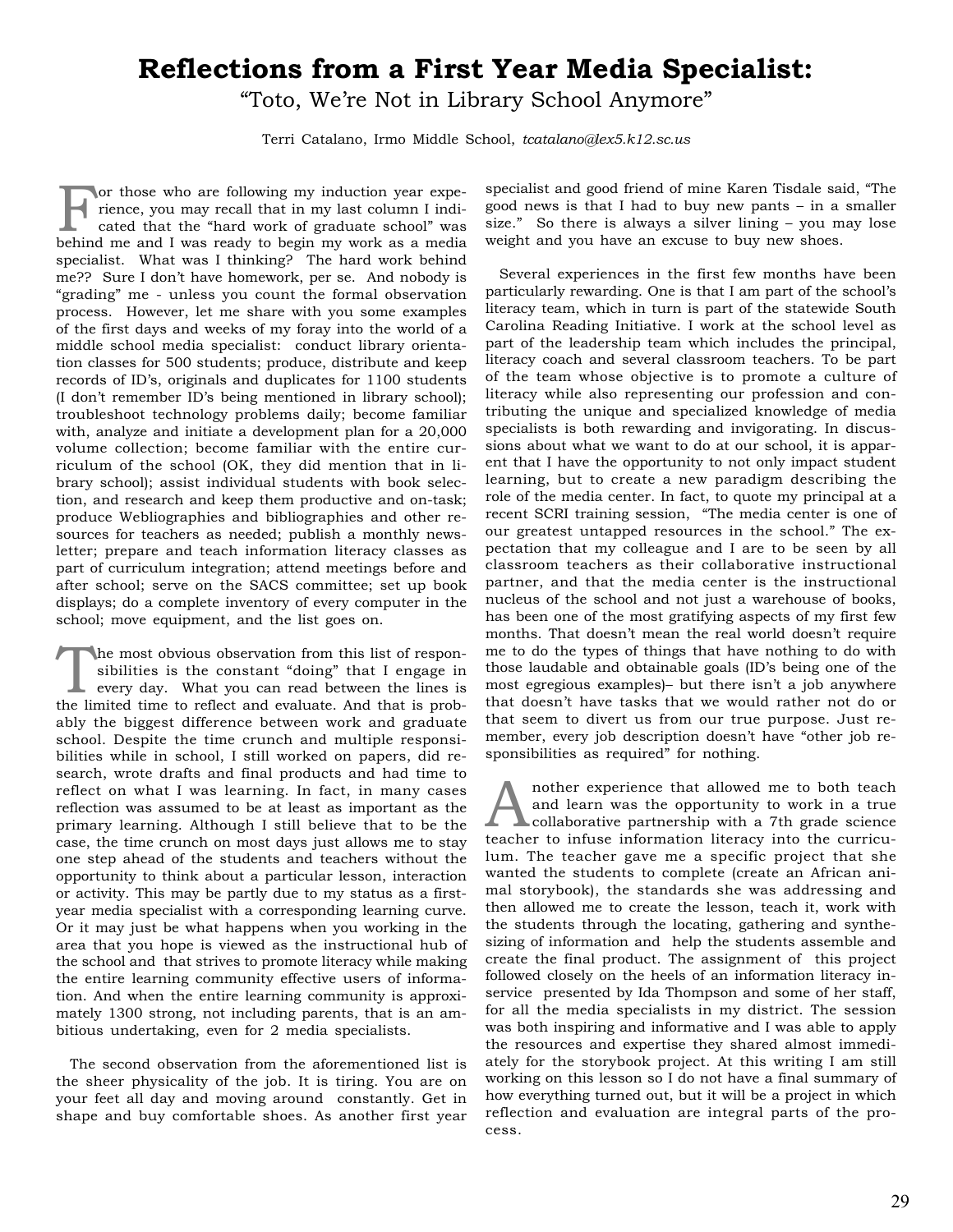# Reflections from a First Year Media Specialist:

"Toto, We're Not in Library School Anymore"

Terri Catalano, Irmo Middle School, *tcatalano@lex5.k12.sc.us*

For those who are following my induction year experience, you may recall that in my last column I indicated that the "hard work of graduate school" was behind me and I was ready to begin my work as a media specialist. What was I thinking? The hard work behind me?? Sure I don't have homework, per se. And nobody is "grading" me - unless you count the formal observation process. However, let me share with you some examples of the first days and weeks of my foray into the world of a middle school media specialist: conduct library orientation classes for 500 students; produce, distribute and keep records of ID's, originals and duplicates for 1100 students (I don't remember ID's being mentioned in library school); troubleshoot technology problems daily; become familiar with, analyze and initiate a development plan for a 20,000 volume collection; become familiar with the entire curriculum of the school (OK, they did mention that in library school); assist individual students with book selection, and research and keep them productive and on-task; produce Webliographies and bibliographies and other resources for teachers as needed; publish a monthly newsletter; prepare and teach information literacy classes as part of curriculum integration; attend meetings before and after school; serve on the SACS committee; set up book displays; do a complete inventory of every computer in the school; move equipment, and the list goes on.

The most obvious observation from this list of responsibilities is the constant "doing" that I engage in every day. What you can read between the lines is the limited time to reflect and evaluate. And that is probably the biggest difference between work and graduate school. Despite the time crunch and multiple responsibilities while in school, I still worked on papers, did research, wrote drafts and final products and had time to reflect on what I was learning. In fact, in many cases reflection was assumed to be at least as important as the primary learning. Although I still believe that to be the case, the time crunch on most days just allows me to stay one step ahead of the students and teachers without the opportunity to think about a particular lesson, interaction or activity. This may be partly due to my status as a first-year media specialist with a corresponding learning curve. Or it may just be what happens when you working in the area that you hope is viewed as the instructional hub of the school and that strives to promote literacy while making the entire learning community effective users of information. And when the entire learning community is approximately 1300 strong, not including parents, that is an ambitious undertaking, even for 2 media specialists.

The second observation from the aforementioned list is the sheer physicality of the job. It is tiring. You are on your feet all day and moving around constantly. Get in shape and buy comfortable shoes. As another first year specialist and good friend of mine Karen Tisdale said, "The good news is that I had to buy new pants – in a smaller size." So there is always a silver lining – you may lose weight and you have an excuse to buy new shoes.

Several experiences in the first few months have been particularly rewarding. One is that I am part of the school's literacy team, which in turn is part of the statewide South Carolina Reading Initiative. I work at the school level as part of the leadership team which includes the principal, literacy coach and several classroom teachers. To be part of the team whose objective is to promote a culture of literacy while also representing our profession and contributing the unique and specialized knowledge of media specialists is both rewarding and invigorating. In discussions about what we want to do at our school, it is apparent that I have the opportunity to not only impact student learning, but to create a new paradigm describing the role of the media center. In fact, to quote my principal at a recent SCRI training session, "The media center is one of our greatest untapped resources in the school." The expectation that my colleague and I are to be seen by all classroom teachers as their collaborative instructional partner, and that the media center is the instructional nucleus of the school and not just a warehouse of books, has been one of the most gratifying aspects of my first few months. That doesn't mean the real world doesn't require me to do the types of things that have nothing to do with those laudable and obtainable goals (ID's being one of the most egregious examples)– but there isn't a job anywhere that doesn't have tasks that we would rather not do or that seem to divert us from our true purpose. Just remember, every job description doesn't have "other job responsibilities as required" for nothing.

Another experience that allowed me to both teach and learn was the opportunity to work in a true collaborative partnership with a 7th grade science teacher to infuse information literacy into the curriculum. The teacher gave me a specific project that she wanted the students to complete (create an African animal storybook), the standards she was addressing and then allowed me to create the lesson, teach it, work with the students through the locating, gathering and synthesizing of information and help the students assemble and create the final product. The assignment of this project followed closely on the heels of an information literacy in-service presented by Ida Thompson and some of her staff, for all the media specialists in my district. The session was both inspiring and informative and I was able to apply the resources and expertise they shared almost immediately for the storybook project. At this writing I am still working on this lesson so I do not have a final summary of how everything turned out, but it will be a project in which reflection and evaluation are integral parts of the process.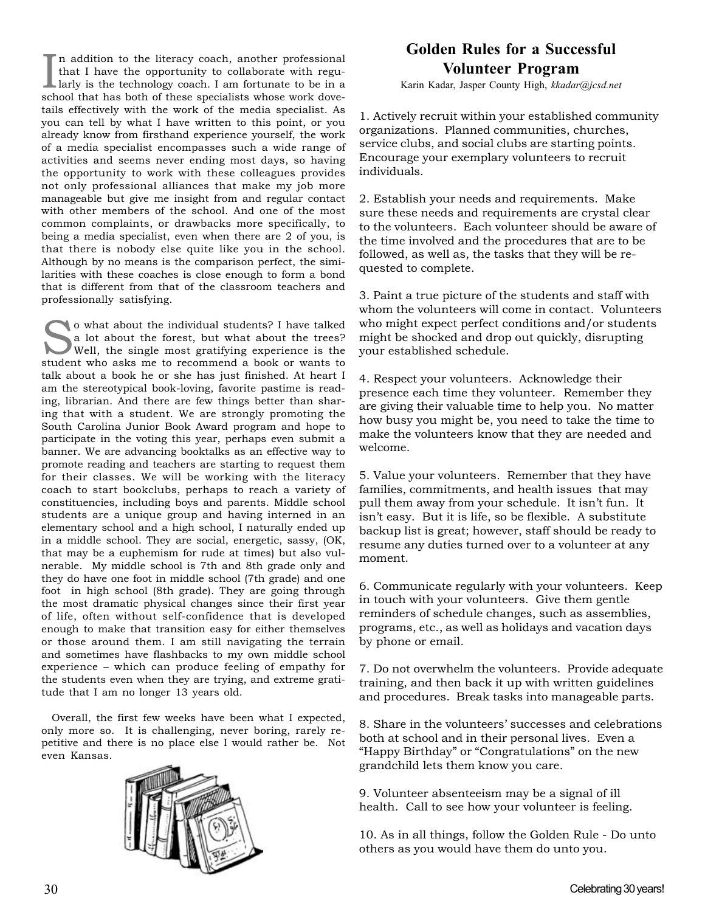In addition to the literacy coach, another professional that I have the opportunity to collaborate with regularly is the technology coach. I am fortunate to be in a school that has both of these specialists whose work dovetails effectively with the work of the media specialist. As you can tell by what I have written to this point, or you already know from firsthand experience yourself, the work of a media specialist encompasses such a wide range of activities and seems never ending most days, so having the opportunity to work with these colleagues provides not only professional alliances that make my job more manageable but give me insight from and regular contact with other members of the school. And one of the most common complaints, or drawbacks more specifically, to being a media specialist, even when there are 2 of you, is that there is nobody else quite like you in the school. Although by no means is the comparison perfect, the similarities with these coaches is close enough to form a bond that is different from that of the classroom teachers and professionally satisfying.

So what about the individual students? I have talked a lot about the forest, but what about the trees? Well, the single most gratifying experience is the student who asks me to recommend a book or wants to talk about a book he or she has just finished. At heart I am the stereotypical book-loving, favorite pastime is reading, librarian. And there are few things better than sharing that with a student. We are strongly promoting the South Carolina Junior Book Award program and hope to participate in the voting this year, perhaps even submit a banner. We are advancing booktalks as an effective way to promote reading and teachers are starting to request them for their classes. We will be working with the literacy coach to start bookclubs, perhaps to reach a variety of constituencies, including boys and parents. Middle school students are a unique group and having interned in an elementary school and a high school, I naturally ended up in a middle school. They are social, energetic, sassy, (OK, that may be a euphemism for rude at times) but also vulnerable. My middle school is 7th and 8th grade only and they do have one foot in middle school (7th grade) and one foot in high school (8th grade). They are going through the most dramatic physical changes since their first year of life, often without self-confidence that is developed enough to make that transition easy for either themselves or those around them. I am still navigating the terrain and sometimes have flashbacks to my own middle school experience – which can produce feeling of empathy for the students even when they are trying, and extreme gratitude that I am no longer 13 years old.

Overall, the first few weeks have been what I expected, only more so. It is challenging, never boring, rarely repetitive and there is no place else I would rather be. Not even Kansas.

## Golden Rules for a Successful Volunteer Program

Karin Kadar, Jasper County High, *kkadar@jcsd.net*

1. Actively recruit within your established community organizations. Planned communities, churches, service clubs, and social clubs are starting points. Encourage your exemplary volunteers to recruit individuals.

2. Establish your needs and requirements. Make sure these needs and requirements are crystal clear to the volunteers. Each volunteer should be aware of the time involved and the procedures that are to be followed, as well as, the tasks that they will be requested to complete.

3. Paint a true picture of the students and staff with whom the volunteers will come in contact. Volunteers who might expect perfect conditions and/or students might be shocked and drop out quickly, disrupting your established schedule.

4. Respect your volunteers. Acknowledge their presence each time they volunteer. Remember they are giving their valuable time to help you. No matter how busy you might be, you need to take the time to make the volunteers know that they are needed and welcome.

5. Value your volunteers. Remember that they have families, commitments, and health issues that may pull them away from your schedule. It isn't fun. It isn't easy. But it is life, so be flexible. A substitute backup list is great; however, staff should be ready to resume any duties turned over to a volunteer at any moment.

6. Communicate regularly with your volunteers. Keep in touch with your volunteers. Give them gentle reminders of schedule changes, such as assemblies, programs, etc., as well as holidays and vacation days by phone or email.

7. Do not overwhelm the volunteers. Provide adequate training, and then back it up with written guidelines and procedures. Break tasks into manageable parts.

8. Share in the volunteers' successes and celebrations both at school and in their personal lives. Even a "Happy Birthday" or "Congratulations" on the new grandchild lets them know you care.

9. Volunteer absenteeism may be a signal of ill health. Call to see how your volunteer is feeling.

10. As in all things, follow the Golden Rule - Do unto others as you would have them do unto you.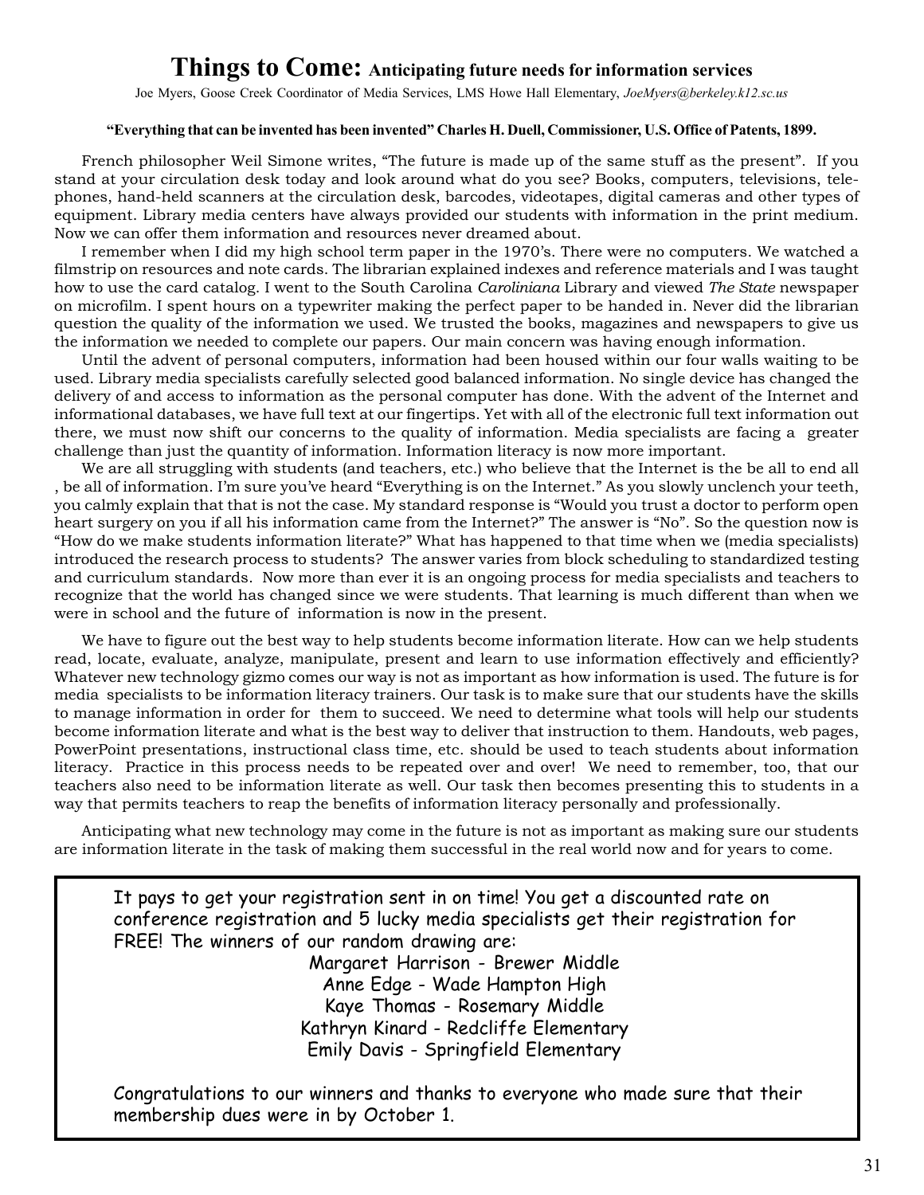# Things to Come: Anticipating future needs for information services

Joe Myers, Goose Creek Coordinator of Media Services, LMS Howe Hall Elementary, *JoeMyers@berkeley.k12.sc.us*

**"Everything that can be invented has been invented" Charles H. Duell, Commissioner, U.S. Office of Patents, 1899.**

French philosopher Weil Simone writes, "The future is made up of the same stuff as the present". If you stand at your circulation desk today and look around what do you see? Books, computers, televisions, telephones, hand-held scanners at the circulation desk, barcodes, videotapes, digital cameras and other types of equipment. Library media centers have always provided our students with information in the print medium. Now we can offer them information and resources never dreamed about.

I remember when I did my high school term paper in the 1970's. There were no computers. We watched a filmstrip on resources and note cards. The librarian explained indexes and reference materials and I was taught how to use the card catalog. I went to the South Carolina *Caroliniana* Library and viewed *The State* newspaper on microfilm. I spent hours on a typewriter making the perfect paper to be handed in. Never did the librarian question the quality of the information we used. We trusted the books, magazines and newspapers to give us the information we needed to complete our papers. Our main concern was having enough information.

Until the advent of personal computers, information had been housed within our four walls waiting to be used. Library media specialists carefully selected good balanced information. No single device has changed the delivery of and access to information as the personal computer has done. With the advent of the Internet and informational databases, we have full text at our fingertips. Yet with all of the electronic full text information out there, we must now shift our concerns to the quality of information. Media specialists are facing a greater challenge than just the quantity of information. Information literacy is now more important.

We are all struggling with students (and teachers, etc.) who believe that the Internet is the be all to end all , be all of information. I'm sure you've heard "Everything is on the Internet." As you slowly unclench your teeth, you calmly explain that that is not the case. My standard response is "Would you trust a doctor to perform open heart surgery on you if all his information came from the Internet?" The answer is "No". So the question now is "How do we make students information literate?" What has happened to that time when we (media specialists) introduced the research process to students? The answer varies from block scheduling to standardized testing and curriculum standards. Now more than ever it is an ongoing process for media specialists and teachers to recognize that the world has changed since we were students. That learning is much different than when we were in school and the future of information is now in the present.

We have to figure out the best way to help students become information literate. How can we help students read, locate, evaluate, analyze, manipulate, present and learn to use information effectively and efficiently? Whatever new technology gizmo comes our way is not as important as how information is used. The future is for media specialists to be information literacy trainers. Our task is to make sure that our students have the skills to manage information in order for them to succeed. We need to determine what tools will help our students become information literate and what is the best way to deliver that instruction to them. Handouts, web pages, PowerPoint presentations, instructional class time, etc. should be used to teach students about information literacy. Practice in this process needs to be repeated over and over! We need to remember, too, that our teachers also need to be information literate as well. Our task then becomes presenting this to students in a way that permits teachers to reap the benefits of information literacy personally and professionally.

Anticipating what new technology may come in the future is not as important as making sure our students are information literate in the task of making them successful in the real world now and for years to come.

---

It pays to get your registration sent in on time! You get a discounted rate on conference registration and 5 lucky media specialists get their registration for FREE! The winners of our random drawing are:

Margaret Harrison - Brewer Middle
Anne Edge - Wade Hampton High
Kaye Thomas - Rosemary Middle
Kathryn Kinard - Redcliffe Elementary
Emily Davis - Springfield Elementary

Congratulations to our winners and thanks to everyone who made sure that their membership dues were in by October 1.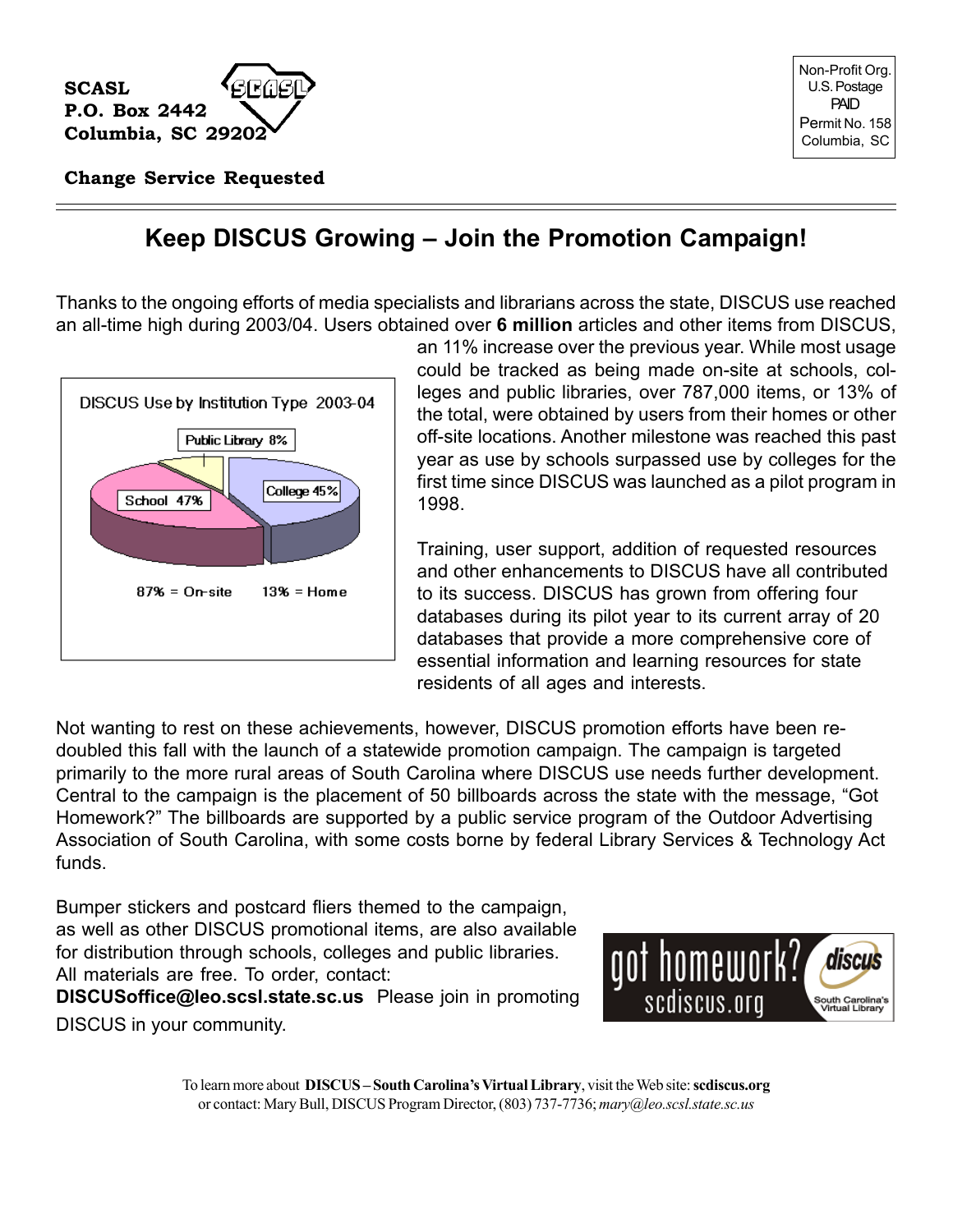SCASL
P.O. Box 2442
Columbia, SC 29202

**Change Service Requested**

Non-Profit Org.
U.S. Postage
PAID
Permit No. 158
Columbia, SC

# Keep DISCUS Growing – Join the Promotion Campaign!

Thanks to the ongoing efforts of media specialists and librarians across the state, DISCUS use reached an all-time high during 2003/04. Users obtained over **6 million** articles and other items from DISCUS, an 11% increase over the previous year. While most usage could be tracked as being made on-site at schools, colleges and public libraries, over 787,000 items, or 13% of the total, were obtained by users from their homes or other off-site locations. Another milestone was reached this past year as use by schools surpassed use by colleges for the first time since DISCUS was launched as a pilot program in 1998.

DISCUS Use by Institution Type 2003-04

Public Library 8%

School 47%

College 45%

87% = On-site    13% = Home

Training, user support, addition of requested resources and other enhancements to DISCUS have all contributed to its success. DISCUS has grown from offering four databases during its pilot year to its current array of 20 databases that provide a more comprehensive core of essential information and learning resources for state residents of all ages and interests.

Not wanting to rest on these achievements, however, DISCUS promotion efforts have been redoubled this fall with the launch of a statewide promotion campaign. The campaign is targeted primarily to the more rural areas of South Carolina where DISCUS use needs further development. Central to the campaign is the placement of 50 billboards across the state with the message, "Got Homework?" The billboards are supported by a public service program of the Outdoor Advertising Association of South Carolina, with some costs borne by federal Library Services & Technology Act funds.

Bumper stickers and postcard fliers themed to the campaign, as well as other DISCUS promotional items, are also available for distribution through schools, colleges and public libraries. All materials are free. To order, contact: **DISCUSoffice@leo.scsl.state.sc.us** Please join in promoting DISCUS in your community.

got homework? scdiscus.org
discus South Carolina's Virtual Library

To learn more about **DISCUS – South Carolina's Virtual Library**, visit the Web site: **scdiscus.org** or contact: Mary Bull, DISCUS Program Director, (803) 737-7736; *mary@leo.scsl.state.sc.us*